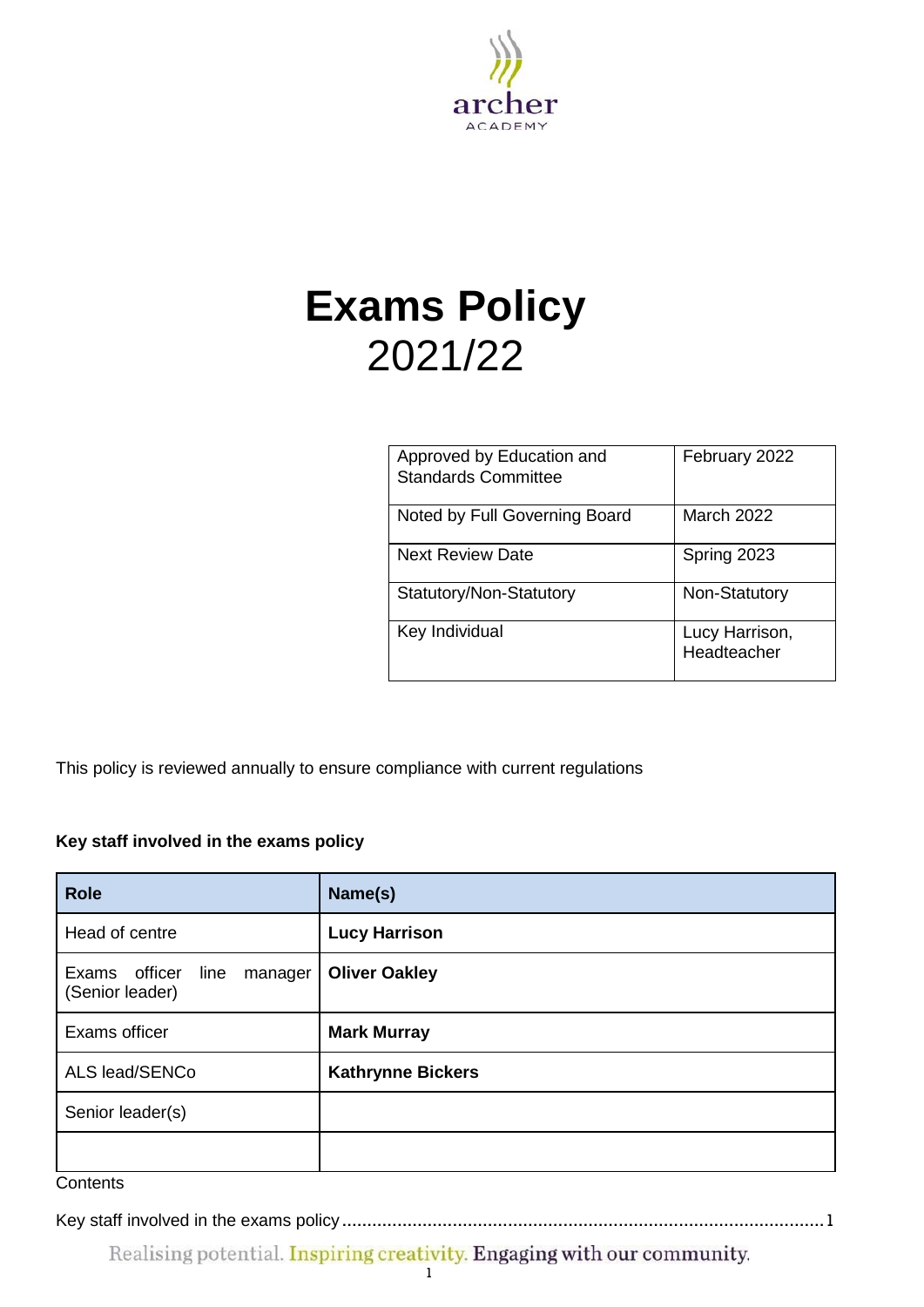# Exams Policy

2021/22

| Approved by Education and Standards Committee | February 2022 |
|---|---|
| Noted by Full Governing Board | March 2022 |
| Next Review Date | Spring 2023 |
| Statutory/Non-Statutory | Non-Statutory |
| Key Individual | Lucy Harrison, Headteacher |

This policy is reviewed annually to ensure compliance with current regulations

**Key staff involved in the exams policy**

| Role | Name(s) |
|---|---|
| Head of centre | **Lucy Harrison** |
| Exams officer line manager (Senior leader) | **Oliver Oakley** |
| Exams officer | **Mark Murray** |
| ALS lead/SENCo | **Kathrynne Bickers** |
| Senior leader(s) | |
| | |

Contents

Key staff involved in the exams policy ........................................ 1

Realising potential. Inspiring creativity. Engaging with our community.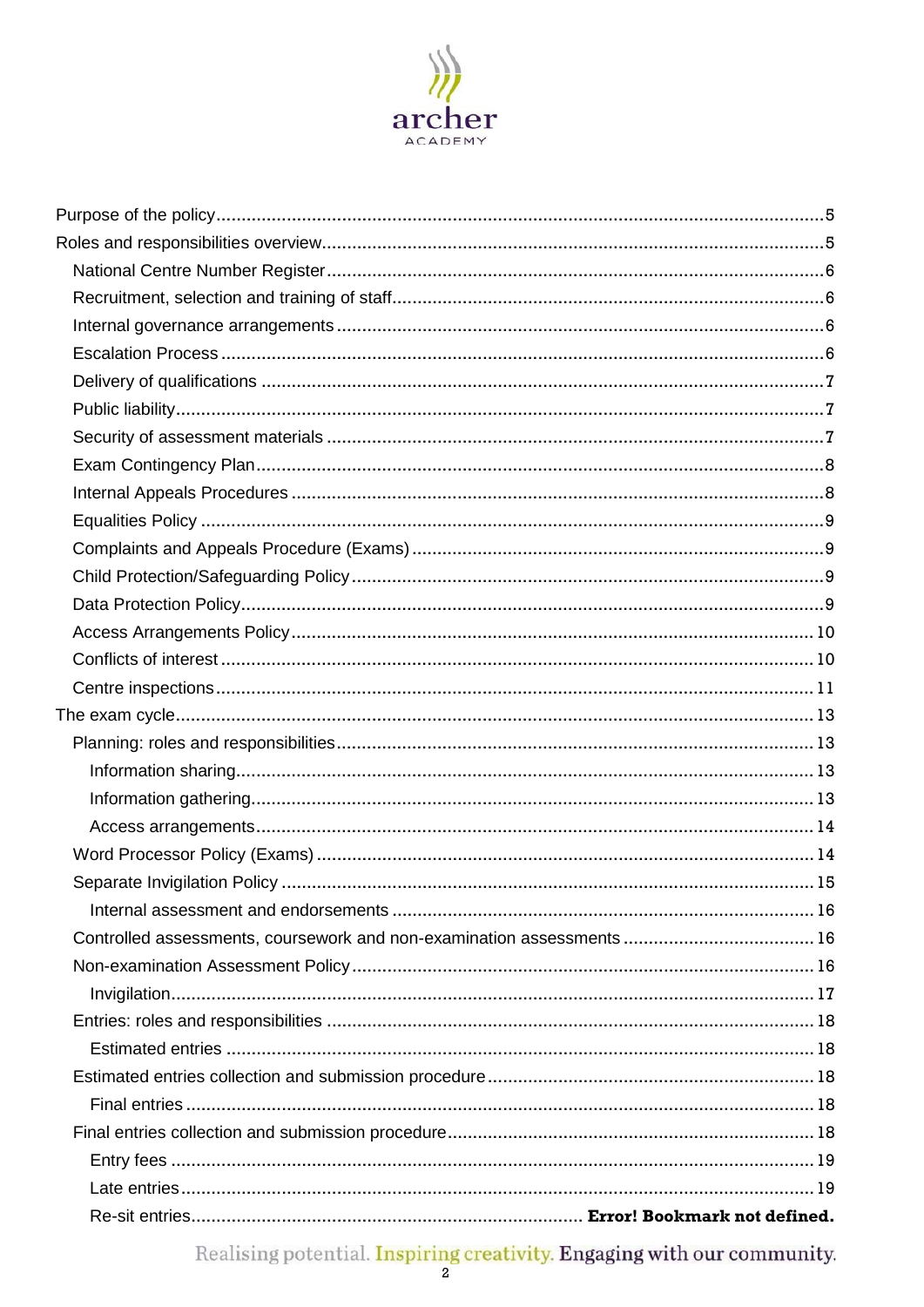- Purpose of the policy ..... 5
- Roles and responsibilities overview ..... 5
  - National Centre Number Register ..... 6
  - Recruitment, selection and training of staff ..... 6
  - Internal governance arrangements ..... 6
  - Escalation Process ..... 6
  - Delivery of qualifications ..... 7
  - Public liability ..... 7
  - Security of assessment materials ..... 7
  - Exam Contingency Plan ..... 8
  - Internal Appeals Procedures ..... 8
  - Equalities Policy ..... 9
  - Complaints and Appeals Procedure (Exams) ..... 9
  - Child Protection/Safeguarding Policy ..... 9
  - Data Protection Policy ..... 9
  - Access Arrangements Policy ..... 10
  - Conflicts of interest ..... 10
  - Centre inspections ..... 11
- The exam cycle ..... 13
  - Planning: roles and responsibilities ..... 13
    - Information sharing ..... 13
    - Information gathering ..... 13
    - Access arrangements ..... 14
  - Word Processor Policy (Exams) ..... 14
  - Separate Invigilation Policy ..... 15
    - Internal assessment and endorsements ..... 16
  - Controlled assessments, coursework and non-examination assessments ..... 16
  - Non-examination Assessment Policy ..... 16
    - Invigilation ..... 17
  - Entries: roles and responsibilities ..... 18
    - Estimated entries ..... 18
  - Estimated entries collection and submission procedure ..... 18
    - Final entries ..... 18
  - Final entries collection and submission procedure ..... 18
    - Entry fees ..... 19
    - Late entries ..... 19
    - Re-sit entries ..... **Error! Bookmark not defined.**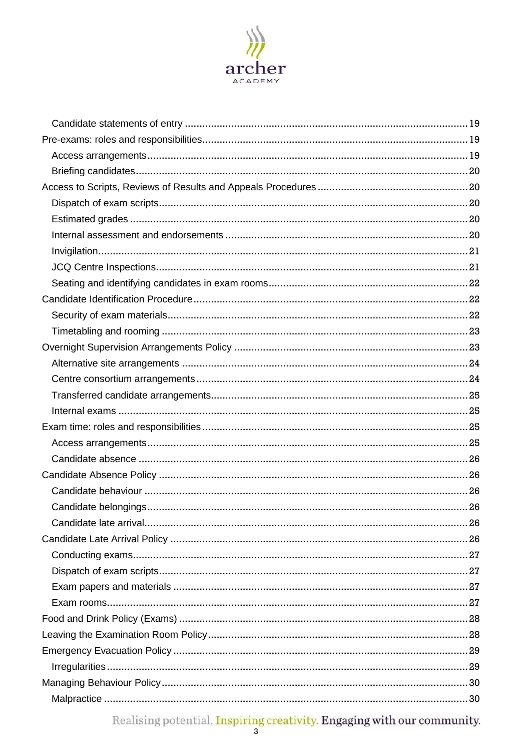Candidate statements of entry ..... 19

Pre-exams: roles and responsibilities ..... 19

Access arrangements ..... 19

Briefing candidates ..... 20

Access to Scripts, Reviews of Results and Appeals Procedures ..... 20

Dispatch of exam scripts ..... 20

Estimated grades ..... 20

Internal assessment and endorsements ..... 20

Invigilation ..... 21

JCQ Centre Inspections ..... 21

Seating and identifying candidates in exam rooms ..... 22

Candidate Identification Procedure ..... 22

Security of exam materials ..... 22

Timetabling and rooming ..... 23

Overnight Supervision Arrangements Policy ..... 23

Alternative site arrangements ..... 24

Centre consortium arrangements ..... 24

Transferred candidate arrangements ..... 25

Internal exams ..... 25

Exam time: roles and responsibilities ..... 25

Access arrangements ..... 25

Candidate absence ..... 26

Candidate Absence Policy ..... 26

Candidate behaviour ..... 26

Candidate belongings ..... 26

Candidate late arrival ..... 26

Candidate Late Arrival Policy ..... 26

Conducting exams ..... 27

Dispatch of exam scripts ..... 27

Exam papers and materials ..... 27

Exam rooms ..... 27

Food and Drink Policy (Exams) ..... 28

Leaving the Examination Room Policy ..... 28

Emergency Evacuation Policy ..... 29

Irregularities ..... 29

Managing Behaviour Policy ..... 30

Malpractice ..... 30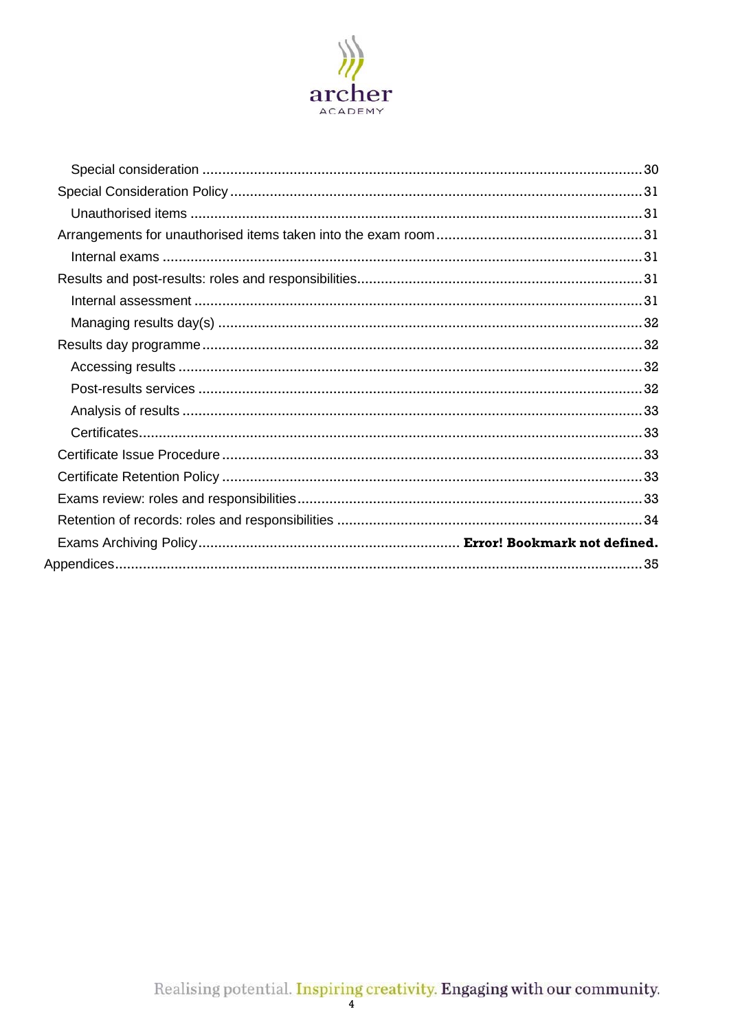Special consideration ............................................................................................................ 30

Special Consideration Policy ..................................................................................................... 31

Unauthorised items ............................................................................................................... 31

Arrangements for unauthorised items taken into the exam room .................................................... 31

Internal exams ...................................................................................................................... 31

Results and post-results: roles and responsibilities ....................................................................... 31

Internal assessment ............................................................................................................... 31

Managing results day(s) ......................................................................................................... 32

Results day programme ............................................................................................................. 32

Accessing results ................................................................................................................... 32

Post-results services .............................................................................................................. 32

Analysis of results .................................................................................................................. 33

Certificates ............................................................................................................................ 33

Certificate Issue Procedure ........................................................................................................ 33

Certificate Retention Policy ........................................................................................................ 33

Exams review: roles and responsibilities ..................................................................................... 33

Retention of records: roles and responsibilities ............................................................................ 34

Exams Archiving Policy ................................................................ **Error! Bookmark not defined.**

Appendices ................................................................................................................................... 35

Realising potential. Inspiring creativity. Engaging with our community.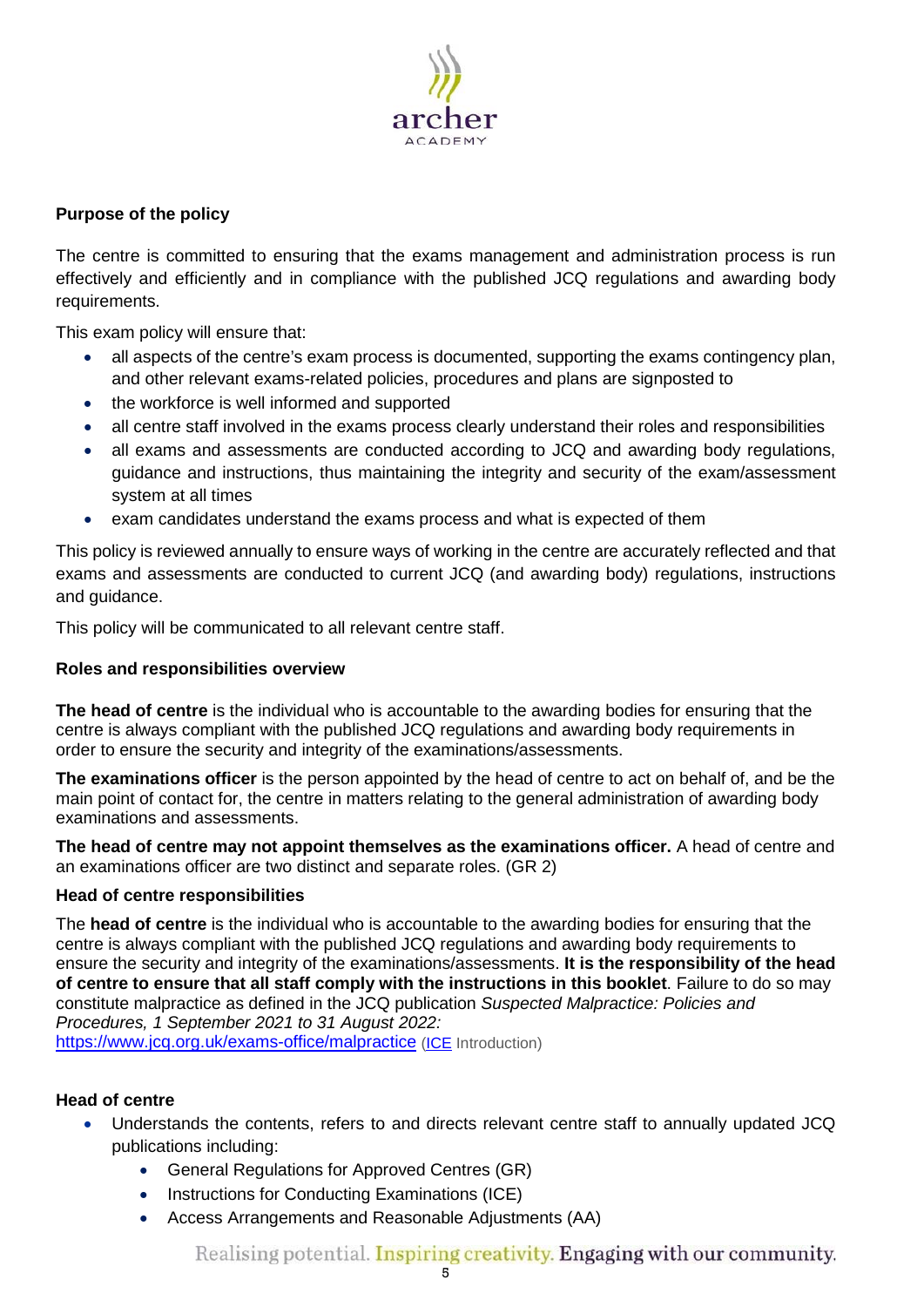## Purpose of the policy

The centre is committed to ensuring that the exams management and administration process is run effectively and efficiently and in compliance with the published JCQ regulations and awarding body requirements.

This exam policy will ensure that:

- all aspects of the centre's exam process is documented, supporting the exams contingency plan, and other relevant exams-related policies, procedures and plans are signposted to
- the workforce is well informed and supported
- all centre staff involved in the exams process clearly understand their roles and responsibilities
- all exams and assessments are conducted according to JCQ and awarding body regulations, guidance and instructions, thus maintaining the integrity and security of the exam/assessment system at all times
- exam candidates understand the exams process and what is expected of them

This policy is reviewed annually to ensure ways of working in the centre are accurately reflected and that exams and assessments are conducted to current JCQ (and awarding body) regulations, instructions and guidance.

This policy will be communicated to all relevant centre staff.

## Roles and responsibilities overview

**The head of centre** is the individual who is accountable to the awarding bodies for ensuring that the centre is always compliant with the published JCQ regulations and awarding body requirements in order to ensure the security and integrity of the examinations/assessments.

**The examinations officer** is the person appointed by the head of centre to act on behalf of, and be the main point of contact for, the centre in matters relating to the general administration of awarding body examinations and assessments.

**The head of centre may not appoint themselves as the examinations officer.** A head of centre and an examinations officer are two distinct and separate roles. (GR 2)

### Head of centre responsibilities

The **head of centre** is the individual who is accountable to the awarding bodies for ensuring that the centre is always compliant with the published JCQ regulations and awarding body requirements to ensure the security and integrity of the examinations/assessments. **It is the responsibility of the head of centre to ensure that all staff comply with the instructions in this booklet**. Failure to do so may constitute malpractice as defined in the JCQ publication *Suspected Malpractice: Policies and Procedures, 1 September 2021 to 31 August 2022:* https://www.jcq.org.uk/exams-office/malpractice (ICE Introduction)

### Head of centre

- Understands the contents, refers to and directs relevant centre staff to annually updated JCQ publications including:
  - General Regulations for Approved Centres (GR)
  - Instructions for Conducting Examinations (ICE)
  - Access Arrangements and Reasonable Adjustments (AA)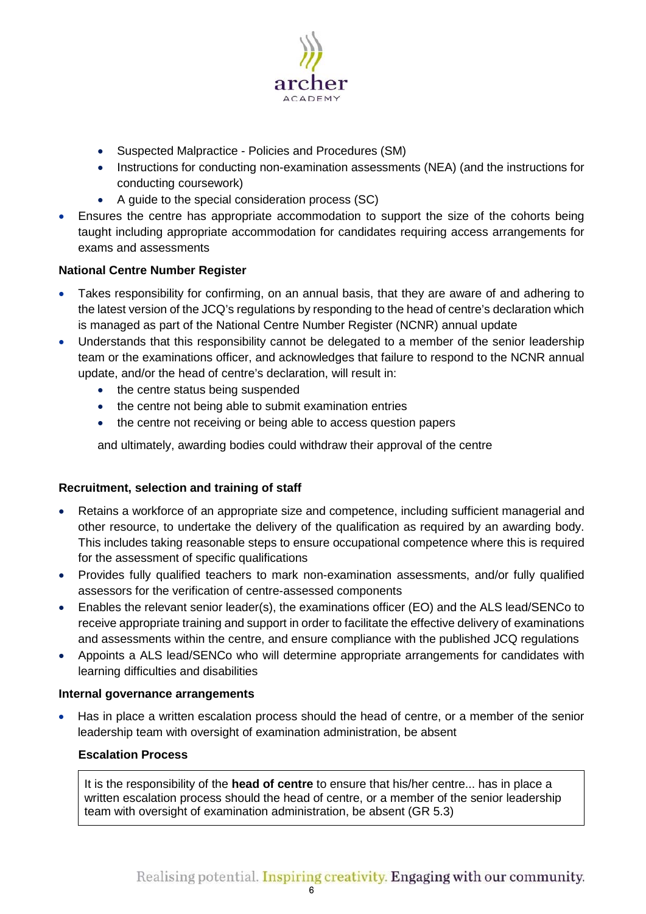- Suspected Malpractice - Policies and Procedures (SM)
    - Instructions for conducting non-examination assessments (NEA) (and the instructions for conducting coursework)
    - A guide to the special consideration process (SC)
- Ensures the centre has appropriate accommodation to support the size of the cohorts being taught including appropriate accommodation for candidates requiring access arrangements for exams and assessments

**National Centre Number Register**

- Takes responsibility for confirming, on an annual basis, that they are aware of and adhering to the latest version of the JCQ's regulations by responding to the head of centre's declaration which is managed as part of the National Centre Number Register (NCNR) annual update
- Understands that this responsibility cannot be delegated to a member of the senior leadership team or the examinations officer, and acknowledges that failure to respond to the NCNR annual update, and/or the head of centre's declaration, will result in:
    - the centre status being suspended
    - the centre not being able to submit examination entries
    - the centre not receiving or being able to access question papers

  and ultimately, awarding bodies could withdraw their approval of the centre

**Recruitment, selection and training of staff**

- Retains a workforce of an appropriate size and competence, including sufficient managerial and other resource, to undertake the delivery of the qualification as required by an awarding body. This includes taking reasonable steps to ensure occupational competence where this is required for the assessment of specific qualifications
- Provides fully qualified teachers to mark non-examination assessments, and/or fully qualified assessors for the verification of centre-assessed components
- Enables the relevant senior leader(s), the examinations officer (EO) and the ALS lead/SENCo to receive appropriate training and support in order to facilitate the effective delivery of examinations and assessments within the centre, and ensure compliance with the published JCQ regulations
- Appoints a ALS lead/SENCo who will determine appropriate arrangements for candidates with learning difficulties and disabilities

**Internal governance arrangements**

- Has in place a written escalation process should the head of centre, or a member of the senior leadership team with oversight of examination administration, be absent

**Escalation Process**

> It is the responsibility of the **head of centre** to ensure that his/her centre... has in place a written escalation process should the head of centre, or a member of the senior leadership team with oversight of examination administration, be absent (GR 5.3)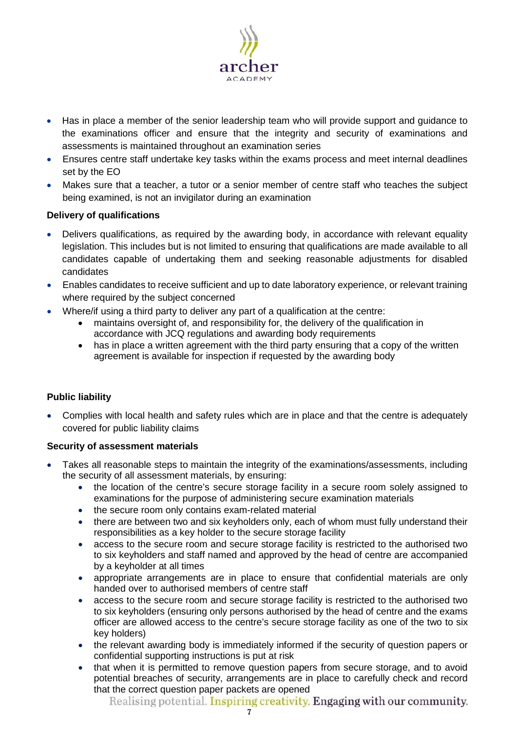- Has in place a member of the senior leadership team who will provide support and guidance to the examinations officer and ensure that the integrity and security of examinations and assessments is maintained throughout an examination series
- Ensures centre staff undertake key tasks within the exams process and meet internal deadlines set by the EO
- Makes sure that a teacher, a tutor or a senior member of centre staff who teaches the subject being examined, is not an invigilator during an examination

**Delivery of qualifications**

- Delivers qualifications, as required by the awarding body, in accordance with relevant equality legislation. This includes but is not limited to ensuring that qualifications are made available to all candidates capable of undertaking them and seeking reasonable adjustments for disabled candidates
- Enables candidates to receive sufficient and up to date laboratory experience, or relevant training where required by the subject concerned
- Where/if using a third party to deliver any part of a qualification at the centre:
    - maintains oversight of, and responsibility for, the delivery of the qualification in accordance with JCQ regulations and awarding body requirements
    - has in place a written agreement with the third party ensuring that a copy of the written agreement is available for inspection if requested by the awarding body

**Public liability**

- Complies with local health and safety rules which are in place and that the centre is adequately covered for public liability claims

**Security of assessment materials**

- Takes all reasonable steps to maintain the integrity of the examinations/assessments, including the security of all assessment materials, by ensuring:
    - the location of the centre's secure storage facility in a secure room solely assigned to examinations for the purpose of administering secure examination materials
    - the secure room only contains exam-related material
    - there are between two and six keyholders only, each of whom must fully understand their responsibilities as a key holder to the secure storage facility
    - access to the secure room and secure storage facility is restricted to the authorised two to six keyholders and staff named and approved by the head of centre are accompanied by a keyholder at all times
    - appropriate arrangements are in place to ensure that confidential materials are only handed over to authorised members of centre staff
    - access to the secure room and secure storage facility is restricted to the authorised two to six keyholders (ensuring only persons authorised by the head of centre and the exams officer are allowed access to the centre's secure storage facility as one of the two to six key holders)
    - the relevant awarding body is immediately informed if the security of question papers or confidential supporting instructions is put at risk
    - that when it is permitted to remove question papers from secure storage, and to avoid potential breaches of security, arrangements are in place to carefully check and record that the correct question paper packets are opened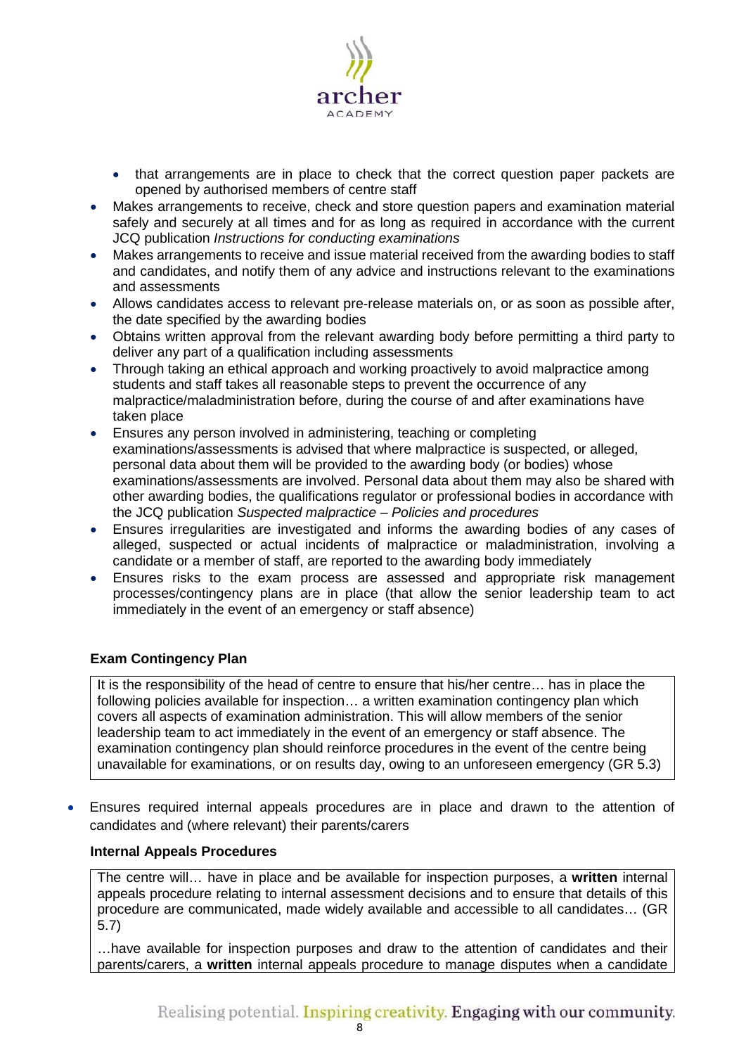- that arrangements are in place to check that the correct question paper packets are opened by authorised members of centre staff
- Makes arrangements to receive, check and store question papers and examination material safely and securely at all times and for as long as required in accordance with the current JCQ publication *Instructions for conducting examinations*
- Makes arrangements to receive and issue material received from the awarding bodies to staff and candidates, and notify them of any advice and instructions relevant to the examinations and assessments
- Allows candidates access to relevant pre-release materials on, or as soon as possible after, the date specified by the awarding bodies
- Obtains written approval from the relevant awarding body before permitting a third party to deliver any part of a qualification including assessments
- Through taking an ethical approach and working proactively to avoid malpractice among students and staff takes all reasonable steps to prevent the occurrence of any malpractice/maladministration before, during the course of and after examinations have taken place
- Ensures any person involved in administering, teaching or completing examinations/assessments is advised that where malpractice is suspected, or alleged, personal data about them will be provided to the awarding body (or bodies) whose examinations/assessments are involved. Personal data about them may also be shared with other awarding bodies, the qualifications regulator or professional bodies in accordance with the JCQ publication *Suspected malpractice – Policies and procedures*
- Ensures irregularities are investigated and informs the awarding bodies of any cases of alleged, suspected or actual incidents of malpractice or maladministration, involving a candidate or a member of staff, are reported to the awarding body immediately
- Ensures risks to the exam process are assessed and appropriate risk management processes/contingency plans are in place (that allow the senior leadership team to act immediately in the event of an emergency or staff absence)

**Exam Contingency Plan**

> It is the responsibility of the head of centre to ensure that his/her centre… has in place the following policies available for inspection… a written examination contingency plan which covers all aspects of examination administration. This will allow members of the senior leadership team to act immediately in the event of an emergency or staff absence. The examination contingency plan should reinforce procedures in the event of the centre being unavailable for examinations, or on results day, owing to an unforeseen emergency (GR 5.3)

- Ensures required internal appeals procedures are in place and drawn to the attention of candidates and (where relevant) their parents/carers

**Internal Appeals Procedures**

> The centre will… have in place and be available for inspection purposes, a **written** internal appeals procedure relating to internal assessment decisions and to ensure that details of this procedure are communicated, made widely available and accessible to all candidates… (GR 5.7)
>
> …have available for inspection purposes and draw to the attention of candidates and their parents/carers, a **written** internal appeals procedure to manage disputes when a candidate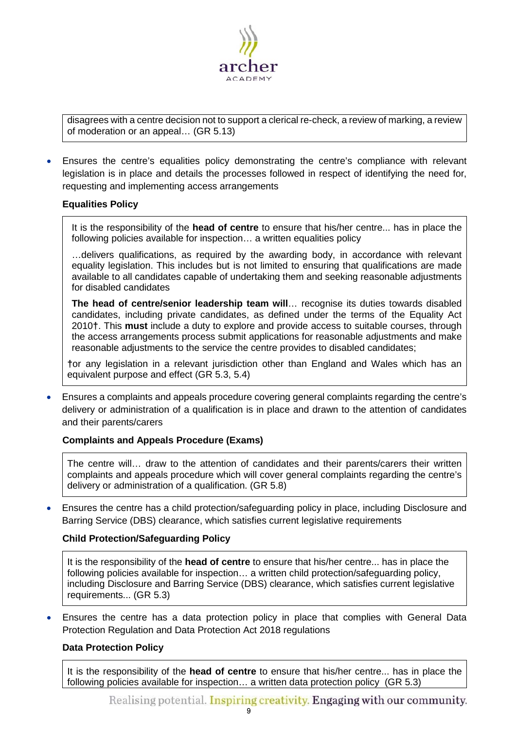> disagrees with a centre decision not to support a clerical re-check, a review of marking, a review of moderation or an appeal… (GR 5.13)

- Ensures the centre's equalities policy demonstrating the centre's compliance with relevant legislation is in place and details the processes followed in respect of identifying the need for, requesting and implementing access arrangements

**Equalities Policy**

> It is the responsibility of the **head of centre** to ensure that his/her centre... has in place the following policies available for inspection… a written equalities policy
>
> …delivers qualifications, as required by the awarding body, in accordance with relevant equality legislation. This includes but is not limited to ensuring that qualifications are made available to all candidates capable of undertaking them and seeking reasonable adjustments for disabled candidates
>
> **The head of centre/senior leadership team will**… recognise its duties towards disabled candidates, including private candidates, as defined under the terms of the Equality Act 2010†. This **must** include a duty to explore and provide access to suitable courses, through the access arrangements process submit applications for reasonable adjustments and make reasonable adjustments to the service the centre provides to disabled candidates;
>
> †or any legislation in a relevant jurisdiction other than England and Wales which has an equivalent purpose and effect (GR 5.3, 5.4)

- Ensures a complaints and appeals procedure covering general complaints regarding the centre's delivery or administration of a qualification is in place and drawn to the attention of candidates and their parents/carers

**Complaints and Appeals Procedure (Exams)**

> The centre will… draw to the attention of candidates and their parents/carers their written complaints and appeals procedure which will cover general complaints regarding the centre's delivery or administration of a qualification. (GR 5.8)

- Ensures the centre has a child protection/safeguarding policy in place, including Disclosure and Barring Service (DBS) clearance, which satisfies current legislative requirements

**Child Protection/Safeguarding Policy**

> It is the responsibility of the **head of centre** to ensure that his/her centre... has in place the following policies available for inspection… a written child protection/safeguarding policy, including Disclosure and Barring Service (DBS) clearance, which satisfies current legislative requirements... (GR 5.3)

- Ensures the centre has a data protection policy in place that complies with General Data Protection Regulation and Data Protection Act 2018 regulations

**Data Protection Policy**

> It is the responsibility of the **head of centre** to ensure that his/her centre... has in place the following policies available for inspection… a written data protection policy (GR 5.3)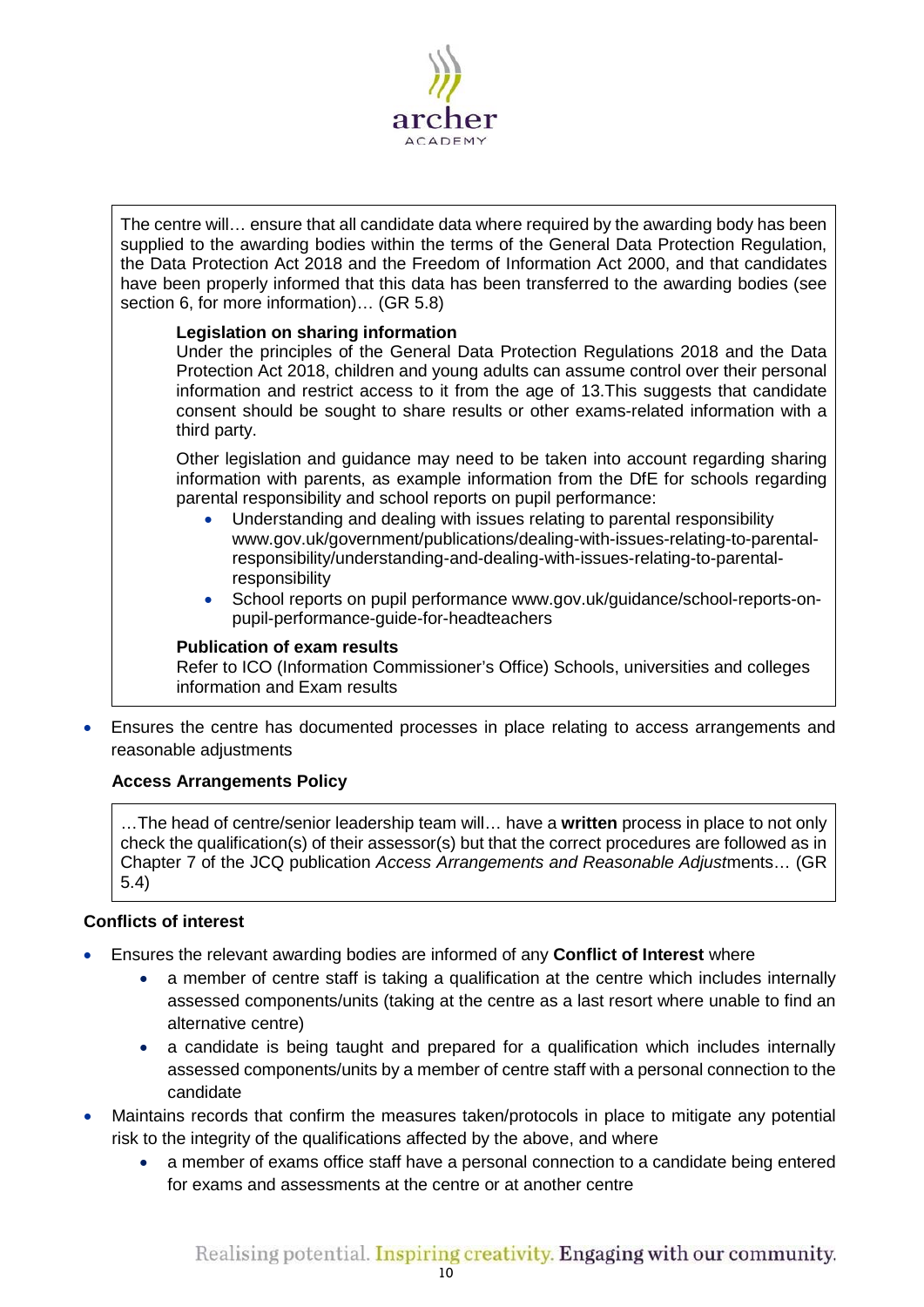The centre will… ensure that all candidate data where required by the awarding body has been supplied to the awarding bodies within the terms of the General Data Protection Regulation, the Data Protection Act 2018 and the Freedom of Information Act 2000, and that candidates have been properly informed that this data has been transferred to the awarding bodies (see section 6, for more information)… (GR 5.8)

**Legislation on sharing information**

Under the principles of the General Data Protection Regulations 2018 and the Data Protection Act 2018, children and young adults can assume control over their personal information and restrict access to it from the age of 13.This suggests that candidate consent should be sought to share results or other exams-related information with a third party.

Other legislation and guidance may need to be taken into account regarding sharing information with parents, as example information from the DfE for schools regarding parental responsibility and school reports on pupil performance:

- Understanding and dealing with issues relating to parental responsibility www.gov.uk/government/publications/dealing-with-issues-relating-to-parental-responsibility/understanding-and-dealing-with-issues-relating-to-parental-responsibility
- School reports on pupil performance www.gov.uk/guidance/school-reports-on-pupil-performance-guide-for-headteachers

**Publication of exam results**

Refer to ICO (Information Commissioner's Office) Schools, universities and colleges information and Exam results

- Ensures the centre has documented processes in place relating to access arrangements and reasonable adjustments

**Access Arrangements Policy**

…The head of centre/senior leadership team will… have a **written** process in place to not only check the qualification(s) of their assessor(s) but that the correct procedures are followed as in Chapter 7 of the JCQ publication *Access Arrangements and Reasonable Adjust*ments… (GR 5.4)

**Conflicts of interest**

- Ensures the relevant awarding bodies are informed of any **Conflict of Interest** where
  - a member of centre staff is taking a qualification at the centre which includes internally assessed components/units (taking at the centre as a last resort where unable to find an alternative centre)
  - a candidate is being taught and prepared for a qualification which includes internally assessed components/units by a member of centre staff with a personal connection to the candidate
- Maintains records that confirm the measures taken/protocols in place to mitigate any potential risk to the integrity of the qualifications affected by the above, and where
  - a member of exams office staff have a personal connection to a candidate being entered for exams and assessments at the centre or at another centre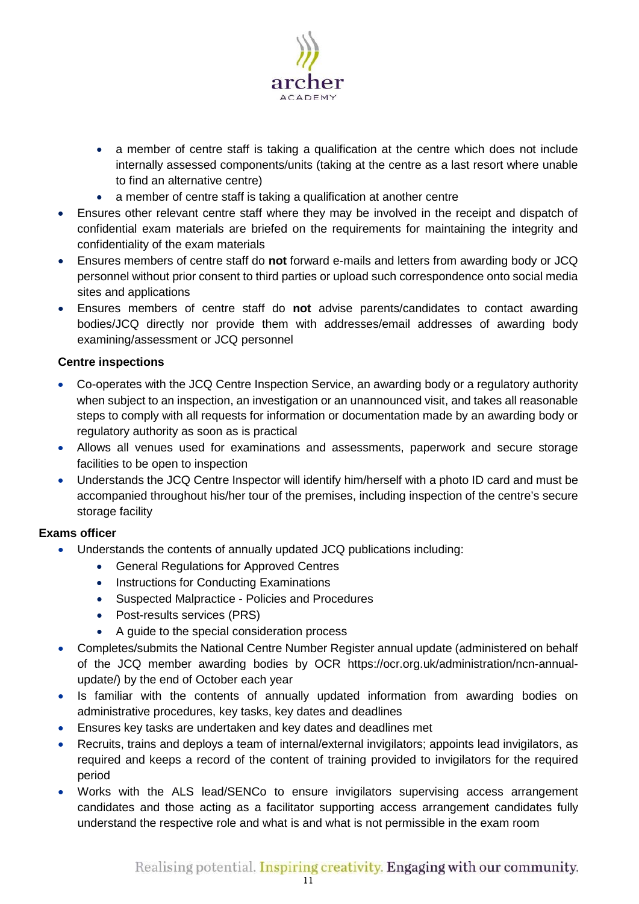- a member of centre staff is taking a qualification at the centre which does not include internally assessed components/units (taking at the centre as a last resort where unable to find an alternative centre)
    - a member of centre staff is taking a qualification at another centre
- Ensures other relevant centre staff where they may be involved in the receipt and dispatch of confidential exam materials are briefed on the requirements for maintaining the integrity and confidentiality of the exam materials
- Ensures members of centre staff do **not** forward e-mails and letters from awarding body or JCQ personnel without prior consent to third parties or upload such correspondence onto social media sites and applications
- Ensures members of centre staff do **not** advise parents/candidates to contact awarding bodies/JCQ directly nor provide them with addresses/email addresses of awarding body examining/assessment or JCQ personnel

**Centre inspections**

- Co-operates with the JCQ Centre Inspection Service, an awarding body or a regulatory authority when subject to an inspection, an investigation or an unannounced visit, and takes all reasonable steps to comply with all requests for information or documentation made by an awarding body or regulatory authority as soon as is practical
- Allows all venues used for examinations and assessments, paperwork and secure storage facilities to be open to inspection
- Understands the JCQ Centre Inspector will identify him/herself with a photo ID card and must be accompanied throughout his/her tour of the premises, including inspection of the centre's secure storage facility

**Exams officer**

- Understands the contents of annually updated JCQ publications including:
    - General Regulations for Approved Centres
    - Instructions for Conducting Examinations
    - Suspected Malpractice - Policies and Procedures
    - Post-results services (PRS)
    - A guide to the special consideration process
- Completes/submits the National Centre Number Register annual update (administered on behalf of the JCQ member awarding bodies by OCR https://ocr.org.uk/administration/ncn-annual-update/) by the end of October each year
- Is familiar with the contents of annually updated information from awarding bodies on administrative procedures, key tasks, key dates and deadlines
- Ensures key tasks are undertaken and key dates and deadlines met
- Recruits, trains and deploys a team of internal/external invigilators; appoints lead invigilators, as required and keeps a record of the content of training provided to invigilators for the required period
- Works with the ALS lead/SENCo to ensure invigilators supervising access arrangement candidates and those acting as a facilitator supporting access arrangement candidates fully understand the respective role and what is and what is not permissible in the exam room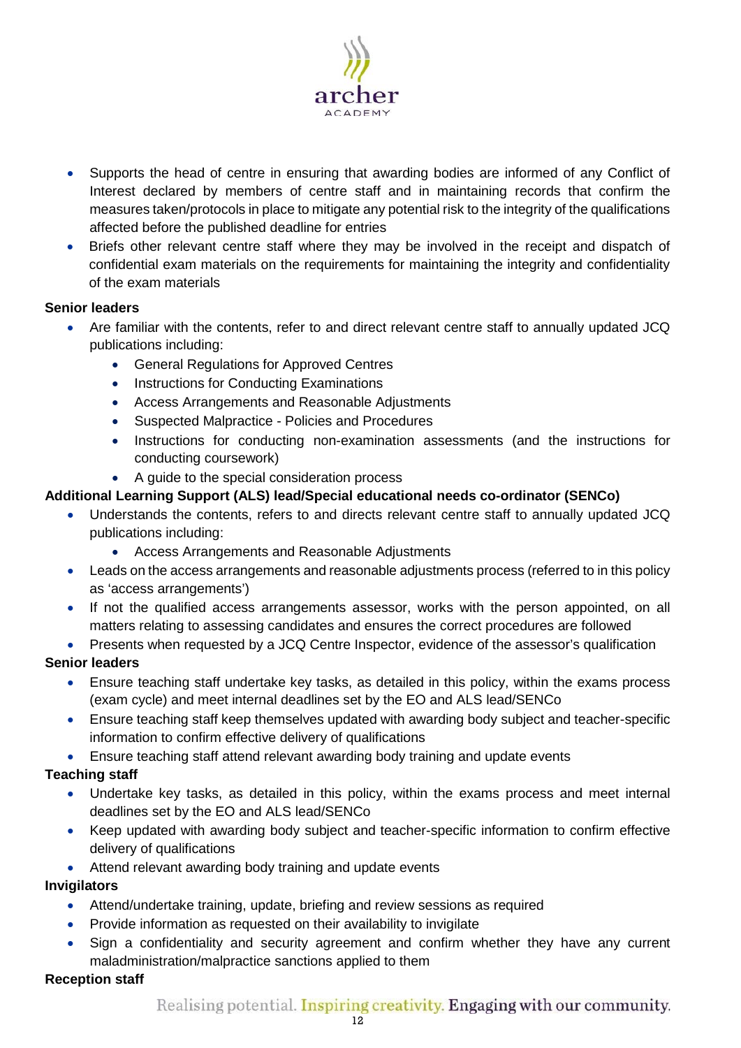- Supports the head of centre in ensuring that awarding bodies are informed of any Conflict of Interest declared by members of centre staff and in maintaining records that confirm the measures taken/protocols in place to mitigate any potential risk to the integrity of the qualifications affected before the published deadline for entries
- Briefs other relevant centre staff where they may be involved in the receipt and dispatch of confidential exam materials on the requirements for maintaining the integrity and confidentiality of the exam materials

**Senior leaders**

- Are familiar with the contents, refer to and direct relevant centre staff to annually updated JCQ publications including:
  - General Regulations for Approved Centres
  - Instructions for Conducting Examinations
  - Access Arrangements and Reasonable Adjustments
  - Suspected Malpractice - Policies and Procedures
  - Instructions for conducting non-examination assessments (and the instructions for conducting coursework)
  - A guide to the special consideration process

**Additional Learning Support (ALS) lead/Special educational needs co-ordinator (SENCo)**

- Understands the contents, refers to and directs relevant centre staff to annually updated JCQ publications including:
  - Access Arrangements and Reasonable Adjustments
- Leads on the access arrangements and reasonable adjustments process (referred to in this policy as 'access arrangements')
- If not the qualified access arrangements assessor, works with the person appointed, on all matters relating to assessing candidates and ensures the correct procedures are followed
- Presents when requested by a JCQ Centre Inspector, evidence of the assessor's qualification

**Senior leaders**

- Ensure teaching staff undertake key tasks, as detailed in this policy, within the exams process (exam cycle) and meet internal deadlines set by the EO and ALS lead/SENCo
- Ensure teaching staff keep themselves updated with awarding body subject and teacher-specific information to confirm effective delivery of qualifications
- Ensure teaching staff attend relevant awarding body training and update events

**Teaching staff**

- Undertake key tasks, as detailed in this policy, within the exams process and meet internal deadlines set by the EO and ALS lead/SENCo
- Keep updated with awarding body subject and teacher-specific information to confirm effective delivery of qualifications
- Attend relevant awarding body training and update events

**Invigilators**

- Attend/undertake training, update, briefing and review sessions as required
- Provide information as requested on their availability to invigilate
- Sign a confidentiality and security agreement and confirm whether they have any current maladministration/malpractice sanctions applied to them

**Reception staff**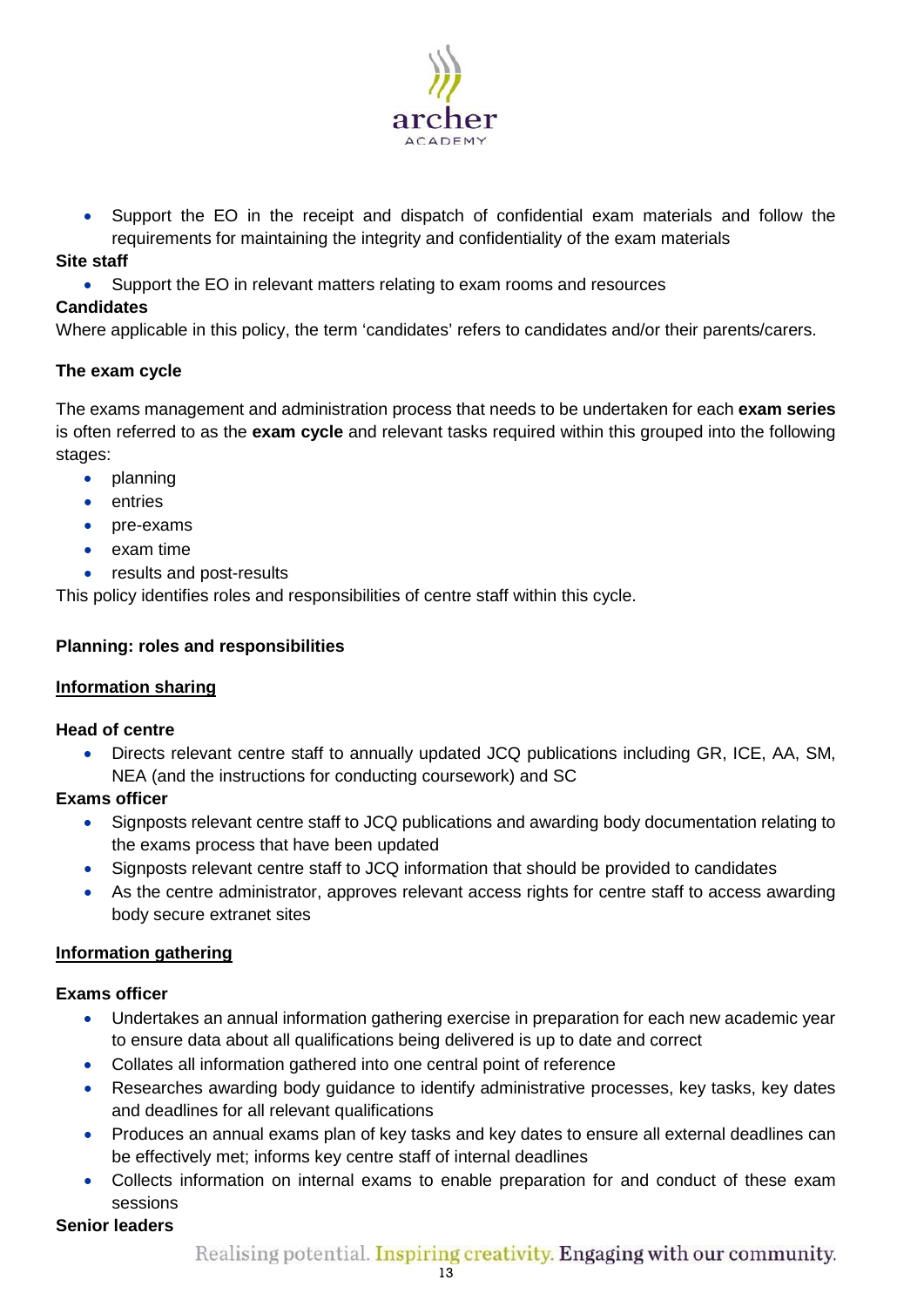- Support the EO in the receipt and dispatch of confidential exam materials and follow the requirements for maintaining the integrity and confidentiality of the exam materials

**Site staff**

- Support the EO in relevant matters relating to exam rooms and resources

**Candidates**

Where applicable in this policy, the term 'candidates' refers to candidates and/or their parents/carers.

**The exam cycle**

The exams management and administration process that needs to be undertaken for each **exam series** is often referred to as the **exam cycle** and relevant tasks required within this grouped into the following stages:

- planning
- entries
- pre-exams
- exam time
- results and post-results

This policy identifies roles and responsibilities of centre staff within this cycle.

**Planning: roles and responsibilities**

**<u>Information sharing</u>**

**Head of centre**

- Directs relevant centre staff to annually updated JCQ publications including GR, ICE, AA, SM, NEA (and the instructions for conducting coursework) and SC

**Exams officer**

- Signposts relevant centre staff to JCQ publications and awarding body documentation relating to the exams process that have been updated
- Signposts relevant centre staff to JCQ information that should be provided to candidates
- As the centre administrator, approves relevant access rights for centre staff to access awarding body secure extranet sites

**<u>Information gathering</u>**

**Exams officer**

- Undertakes an annual information gathering exercise in preparation for each new academic year to ensure data about all qualifications being delivered is up to date and correct
- Collates all information gathered into one central point of reference
- Researches awarding body guidance to identify administrative processes, key tasks, key dates and deadlines for all relevant qualifications
- Produces an annual exams plan of key tasks and key dates to ensure all external deadlines can be effectively met; informs key centre staff of internal deadlines
- Collects information on internal exams to enable preparation for and conduct of these exam sessions

**Senior leaders**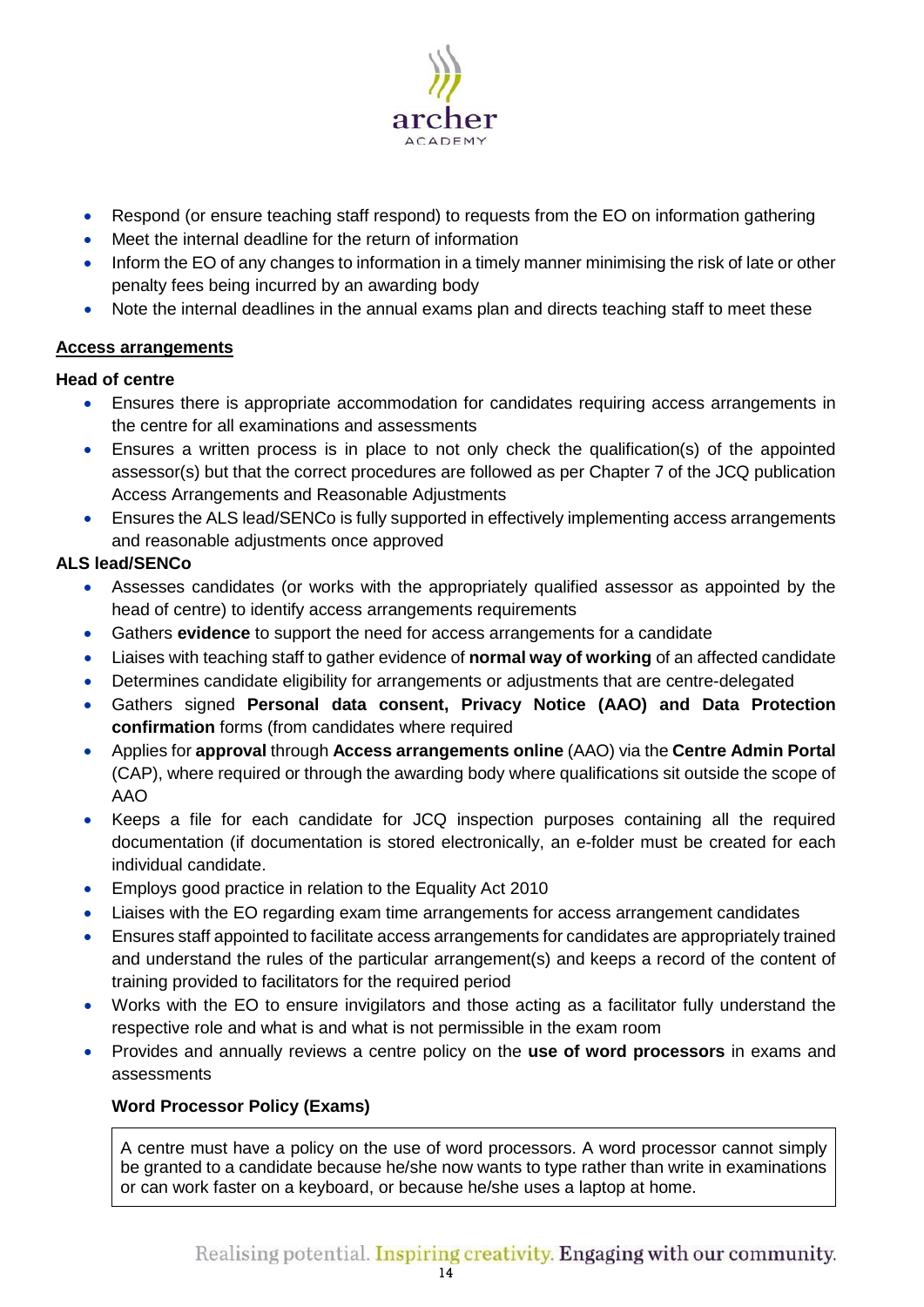- Respond (or ensure teaching staff respond) to requests from the EO on information gathering
- Meet the internal deadline for the return of information
- Inform the EO of any changes to information in a timely manner minimising the risk of late or other penalty fees being incurred by an awarding body
- Note the internal deadlines in the annual exams plan and directs teaching staff to meet these

**Access arrangements**

**Head of centre**

- Ensures there is appropriate accommodation for candidates requiring access arrangements in the centre for all examinations and assessments
- Ensures a written process is in place to not only check the qualification(s) of the appointed assessor(s) but that the correct procedures are followed as per Chapter 7 of the JCQ publication Access Arrangements and Reasonable Adjustments
- Ensures the ALS lead/SENCo is fully supported in effectively implementing access arrangements and reasonable adjustments once approved

**ALS lead/SENCo**

- Assesses candidates (or works with the appropriately qualified assessor as appointed by the head of centre) to identify access arrangements requirements
- Gathers **evidence** to support the need for access arrangements for a candidate
- Liaises with teaching staff to gather evidence of **normal way of working** of an affected candidate
- Determines candidate eligibility for arrangements or adjustments that are centre-delegated
- Gathers signed **Personal data consent, Privacy Notice (AAO) and Data Protection confirmation** forms (from candidates where required
- Applies for **approval** through **Access arrangements online** (AAO) via the **Centre Admin Portal** (CAP), where required or through the awarding body where qualifications sit outside the scope of AAO
- Keeps a file for each candidate for JCQ inspection purposes containing all the required documentation (if documentation is stored electronically, an e-folder must be created for each individual candidate.
- Employs good practice in relation to the Equality Act 2010
- Liaises with the EO regarding exam time arrangements for access arrangement candidates
- Ensures staff appointed to facilitate access arrangements for candidates are appropriately trained and understand the rules of the particular arrangement(s) and keeps a record of the content of training provided to facilitators for the required period
- Works with the EO to ensure invigilators and those acting as a facilitator fully understand the respective role and what is and what is not permissible in the exam room
- Provides and annually reviews a centre policy on the **use of word processors** in exams and assessments

**Word Processor Policy (Exams)**

A centre must have a policy on the use of word processors. A word processor cannot simply be granted to a candidate because he/she now wants to type rather than write in examinations or can work faster on a keyboard, or because he/she uses a laptop at home.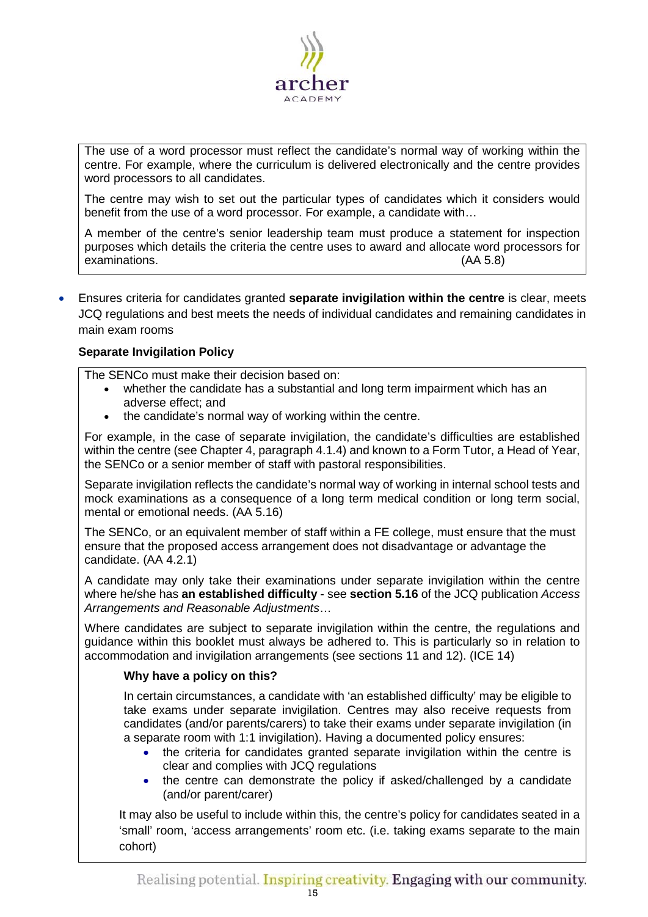The use of a word processor must reflect the candidate's normal way of working within the centre. For example, where the curriculum is delivered electronically and the centre provides word processors to all candidates.

The centre may wish to set out the particular types of candidates which it considers would benefit from the use of a word processor. For example, a candidate with…

A member of the centre's senior leadership team must produce a statement for inspection purposes which details the criteria the centre uses to award and allocate word processors for examinations. (AA 5.8)

- Ensures criteria for candidates granted **separate invigilation within the centre** is clear, meets JCQ regulations and best meets the needs of individual candidates and remaining candidates in main exam rooms

**Separate Invigilation Policy**

The SENCo must make their decision based on:

- whether the candidate has a substantial and long term impairment which has an adverse effect; and
- the candidate's normal way of working within the centre.

For example, in the case of separate invigilation, the candidate's difficulties are established within the centre (see Chapter 4, paragraph 4.1.4) and known to a Form Tutor, a Head of Year, the SENCo or a senior member of staff with pastoral responsibilities.

Separate invigilation reflects the candidate's normal way of working in internal school tests and mock examinations as a consequence of a long term medical condition or long term social, mental or emotional needs. (AA 5.16)

The SENCo, or an equivalent member of staff within a FE college, must ensure that the must ensure that the proposed access arrangement does not disadvantage or advantage the candidate. (AA 4.2.1)

A candidate may only take their examinations under separate invigilation within the centre where he/she has **an established difficulty** - see **section 5.16** of the JCQ publication *Access Arrangements and Reasonable Adjustments*…

Where candidates are subject to separate invigilation within the centre, the regulations and guidance within this booklet must always be adhered to. This is particularly so in relation to accommodation and invigilation arrangements (see sections 11 and 12). (ICE 14)

**Why have a policy on this?**

In certain circumstances, a candidate with 'an established difficulty' may be eligible to take exams under separate invigilation. Centres may also receive requests from candidates (and/or parents/carers) to take their exams under separate invigilation (in a separate room with 1:1 invigilation). Having a documented policy ensures:

- the criteria for candidates granted separate invigilation within the centre is clear and complies with JCQ regulations
- the centre can demonstrate the policy if asked/challenged by a candidate (and/or parent/carer)

It may also be useful to include within this, the centre's policy for candidates seated in a 'small' room, 'access arrangements' room etc. (i.e. taking exams separate to the main cohort)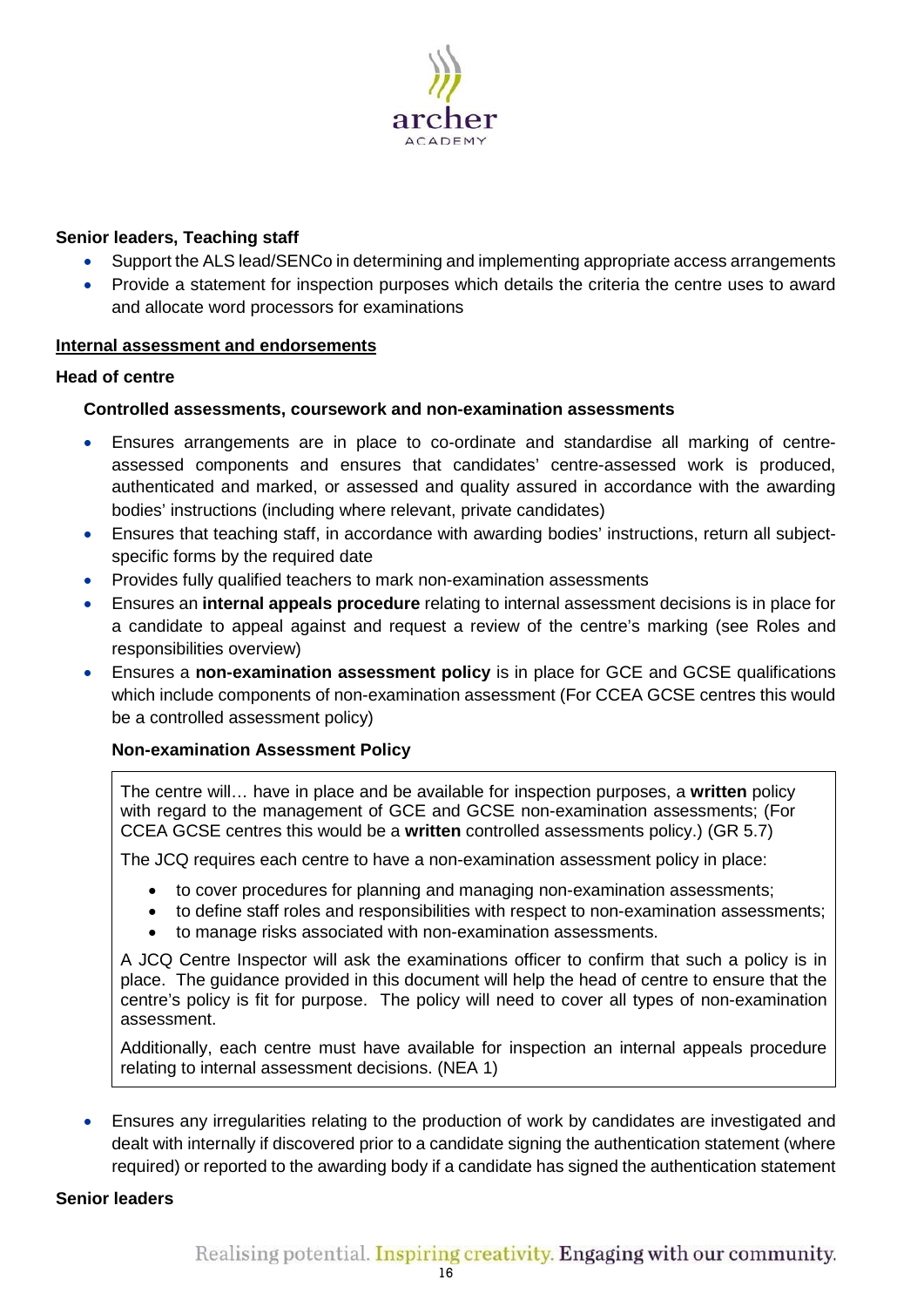**Senior leaders, Teaching staff**

- Support the ALS lead/SENCo in determining and implementing appropriate access arrangements
- Provide a statement for inspection purposes which details the criteria the centre uses to award and allocate word processors for examinations

**<u>Internal assessment and endorsements</u>**

**Head of centre**

**Controlled assessments, coursework and non-examination assessments**

- Ensures arrangements are in place to co-ordinate and standardise all marking of centre-assessed components and ensures that candidates' centre-assessed work is produced, authenticated and marked, or assessed and quality assured in accordance with the awarding bodies' instructions (including where relevant, private candidates)
- Ensures that teaching staff, in accordance with awarding bodies' instructions, return all subject-specific forms by the required date
- Provides fully qualified teachers to mark non-examination assessments
- Ensures an **internal appeals procedure** relating to internal assessment decisions is in place for a candidate to appeal against and request a review of the centre's marking (see Roles and responsibilities overview)
- Ensures a **non-examination assessment policy** is in place for GCE and GCSE qualifications which include components of non-examination assessment (For CCEA GCSE centres this would be a controlled assessment policy)

**Non-examination Assessment Policy**

> The centre will… have in place and be available for inspection purposes, a **written** policy with regard to the management of GCE and GCSE non-examination assessments; (For CCEA GCSE centres this would be a **written** controlled assessments policy.) (GR 5.7)
>
> The JCQ requires each centre to have a non-examination assessment policy in place:
>
> - to cover procedures for planning and managing non-examination assessments;
> - to define staff roles and responsibilities with respect to non-examination assessments;
> - to manage risks associated with non-examination assessments.
>
> A JCQ Centre Inspector will ask the examinations officer to confirm that such a policy is in place. The guidance provided in this document will help the head of centre to ensure that the centre's policy is fit for purpose. The policy will need to cover all types of non-examination assessment.
>
> Additionally, each centre must have available for inspection an internal appeals procedure relating to internal assessment decisions. (NEA 1)

- Ensures any irregularities relating to the production of work by candidates are investigated and dealt with internally if discovered prior to a candidate signing the authentication statement (where required) or reported to the awarding body if a candidate has signed the authentication statement

**Senior leaders**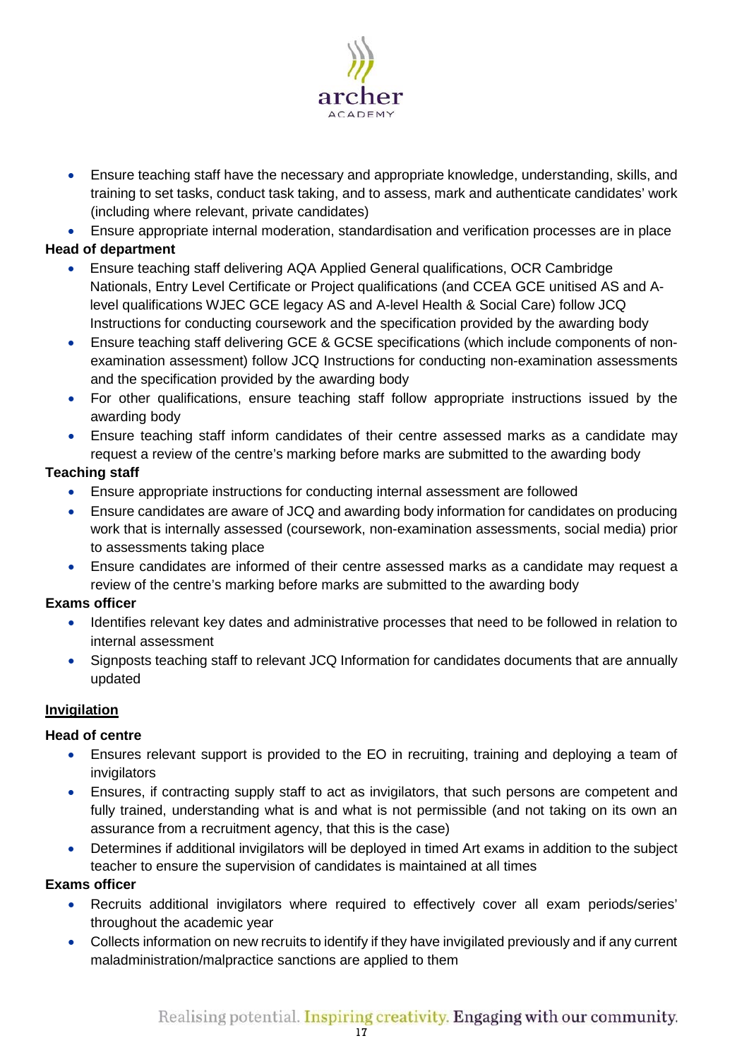- Ensure teaching staff have the necessary and appropriate knowledge, understanding, skills, and training to set tasks, conduct task taking, and to assess, mark and authenticate candidates' work (including where relevant, private candidates)
- Ensure appropriate internal moderation, standardisation and verification processes are in place

**Head of department**

- Ensure teaching staff delivering AQA Applied General qualifications, OCR Cambridge Nationals, Entry Level Certificate or Project qualifications (and CCEA GCE unitised AS and A-level qualifications WJEC GCE legacy AS and A-level Health & Social Care) follow JCQ Instructions for conducting coursework and the specification provided by the awarding body
- Ensure teaching staff delivering GCE & GCSE specifications (which include components of non-examination assessment) follow JCQ Instructions for conducting non-examination assessments and the specification provided by the awarding body
- For other qualifications, ensure teaching staff follow appropriate instructions issued by the awarding body
- Ensure teaching staff inform candidates of their centre assessed marks as a candidate may request a review of the centre's marking before marks are submitted to the awarding body

**Teaching staff**

- Ensure appropriate instructions for conducting internal assessment are followed
- Ensure candidates are aware of JCQ and awarding body information for candidates on producing work that is internally assessed (coursework, non-examination assessments, social media) prior to assessments taking place
- Ensure candidates are informed of their centre assessed marks as a candidate may request a review of the centre's marking before marks are submitted to the awarding body

**Exams officer**

- Identifies relevant key dates and administrative processes that need to be followed in relation to internal assessment
- Signposts teaching staff to relevant JCQ Information for candidates documents that are annually updated

**<u>Invigilation</u>**

**Head of centre**

- Ensures relevant support is provided to the EO in recruiting, training and deploying a team of invigilators
- Ensures, if contracting supply staff to act as invigilators, that such persons are competent and fully trained, understanding what is and what is not permissible (and not taking on its own an assurance from a recruitment agency, that this is the case)
- Determines if additional invigilators will be deployed in timed Art exams in addition to the subject teacher to ensure the supervision of candidates is maintained at all times

**Exams officer**

- Recruits additional invigilators where required to effectively cover all exam periods/series' throughout the academic year
- Collects information on new recruits to identify if they have invigilated previously and if any current maladministration/malpractice sanctions are applied to them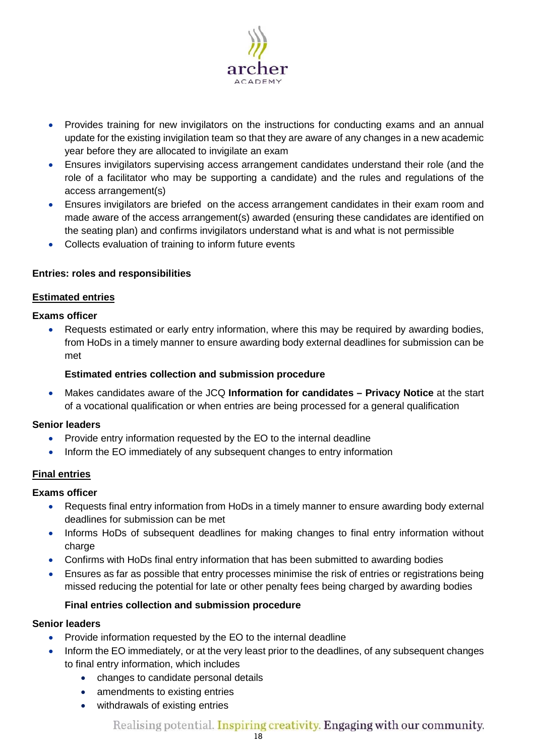- Provides training for new invigilators on the instructions for conducting exams and an annual update for the existing invigilation team so that they are aware of any changes in a new academic year before they are allocated to invigilate an exam
- Ensures invigilators supervising access arrangement candidates understand their role (and the role of a facilitator who may be supporting a candidate) and the rules and regulations of the access arrangement(s)
- Ensures invigilators are briefed on the access arrangement candidates in their exam room and made aware of the access arrangement(s) awarded (ensuring these candidates are identified on the seating plan) and confirms invigilators understand what is and what is not permissible
- Collects evaluation of training to inform future events

**Entries: roles and responsibilities**

**<u>Estimated entries</u>**

**Exams officer**

- Requests estimated or early entry information, where this may be required by awarding bodies, from HoDs in a timely manner to ensure awarding body external deadlines for submission can be met

  **Estimated entries collection and submission procedure**

- Makes candidates aware of the JCQ **Information for candidates – Privacy Notice** at the start of a vocational qualification or when entries are being processed for a general qualification

**Senior leaders**

- Provide entry information requested by the EO to the internal deadline
- Inform the EO immediately of any subsequent changes to entry information

**<u>Final entries</u>**

**Exams officer**

- Requests final entry information from HoDs in a timely manner to ensure awarding body external deadlines for submission can be met
- Informs HoDs of subsequent deadlines for making changes to final entry information without charge
- Confirms with HoDs final entry information that has been submitted to awarding bodies
- Ensures as far as possible that entry processes minimise the risk of entries or registrations being missed reducing the potential for late or other penalty fees being charged by awarding bodies

  **Final entries collection and submission procedure**

**Senior leaders**

- Provide information requested by the EO to the internal deadline
- Inform the EO immediately, or at the very least prior to the deadlines, of any subsequent changes to final entry information, which includes
  - changes to candidate personal details
  - amendments to existing entries
  - withdrawals of existing entries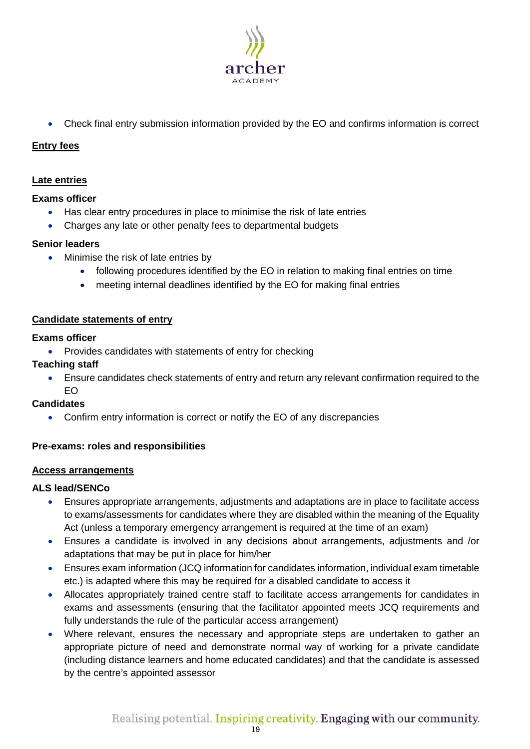- Check final entry submission information provided by the EO and confirms information is correct

**Entry fees**

**Late entries**

**Exams officer**

- Has clear entry procedures in place to minimise the risk of late entries
- Charges any late or other penalty fees to departmental budgets

**Senior leaders**

- Minimise the risk of late entries by
  - following procedures identified by the EO in relation to making final entries on time
  - meeting internal deadlines identified by the EO for making final entries

**Candidate statements of entry**

**Exams officer**

- Provides candidates with statements of entry for checking

**Teaching staff**

- Ensure candidates check statements of entry and return any relevant confirmation required to the EO

**Candidates**

- Confirm entry information is correct or notify the EO of any discrepancies

**Pre-exams: roles and responsibilities**

**Access arrangements**

**ALS lead/SENCo**

- Ensures appropriate arrangements, adjustments and adaptations are in place to facilitate access to exams/assessments for candidates where they are disabled within the meaning of the Equality Act (unless a temporary emergency arrangement is required at the time of an exam)
- Ensures a candidate is involved in any decisions about arrangements, adjustments and /or adaptations that may be put in place for him/her
- Ensures exam information (JCQ information for candidates information, individual exam timetable etc.) is adapted where this may be required for a disabled candidate to access it
- Allocates appropriately trained centre staff to facilitate access arrangements for candidates in exams and assessments (ensuring that the facilitator appointed meets JCQ requirements and fully understands the rule of the particular access arrangement)
- Where relevant, ensures the necessary and appropriate steps are undertaken to gather an appropriate picture of need and demonstrate normal way of working for a private candidate (including distance learners and home educated candidates) and that the candidate is assessed by the centre's appointed assessor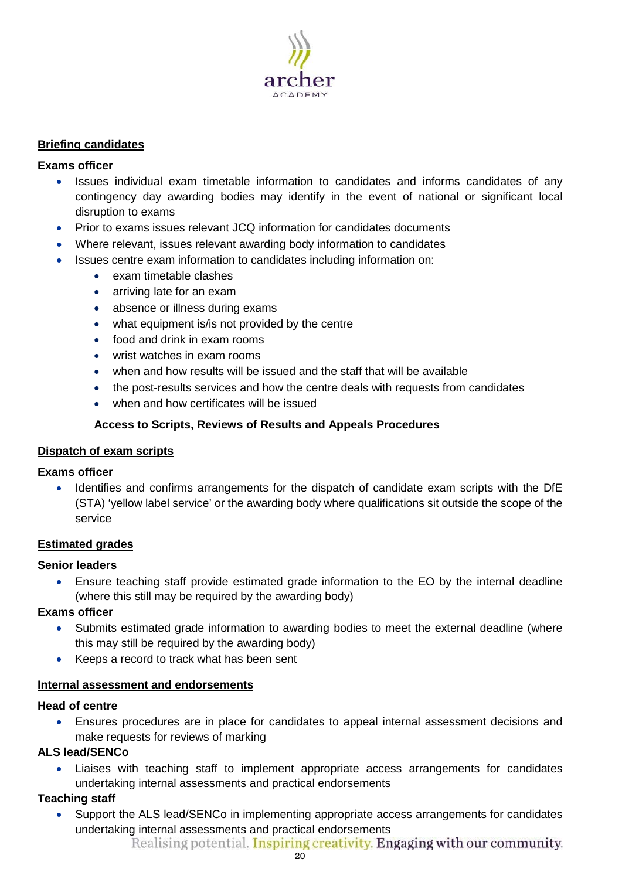**Briefing candidates**

**Exams officer**

- Issues individual exam timetable information to candidates and informs candidates of any contingency day awarding bodies may identify in the event of national or significant local disruption to exams
- Prior to exams issues relevant JCQ information for candidates documents
- Where relevant, issues relevant awarding body information to candidates
- Issues centre exam information to candidates including information on:
    - exam timetable clashes
    - arriving late for an exam
    - absence or illness during exams
    - what equipment is/is not provided by the centre
    - food and drink in exam rooms
    - wrist watches in exam rooms
    - when and how results will be issued and the staff that will be available
    - the post-results services and how the centre deals with requests from candidates
    - when and how certificates will be issued

    **Access to Scripts, Reviews of Results and Appeals Procedures**

**Dispatch of exam scripts**

**Exams officer**

- Identifies and confirms arrangements for the dispatch of candidate exam scripts with the DfE (STA) 'yellow label service' or the awarding body where qualifications sit outside the scope of the service

**Estimated grades**

**Senior leaders**

- Ensure teaching staff provide estimated grade information to the EO by the internal deadline (where this still may be required by the awarding body)

**Exams officer**

- Submits estimated grade information to awarding bodies to meet the external deadline (where this may still be required by the awarding body)
- Keeps a record to track what has been sent

**Internal assessment and endorsements**

**Head of centre**

- Ensures procedures are in place for candidates to appeal internal assessment decisions and make requests for reviews of marking

**ALS lead/SENCo**

- Liaises with teaching staff to implement appropriate access arrangements for candidates undertaking internal assessments and practical endorsements

**Teaching staff**

- Support the ALS lead/SENCo in implementing appropriate access arrangements for candidates undertaking internal assessments and practical endorsements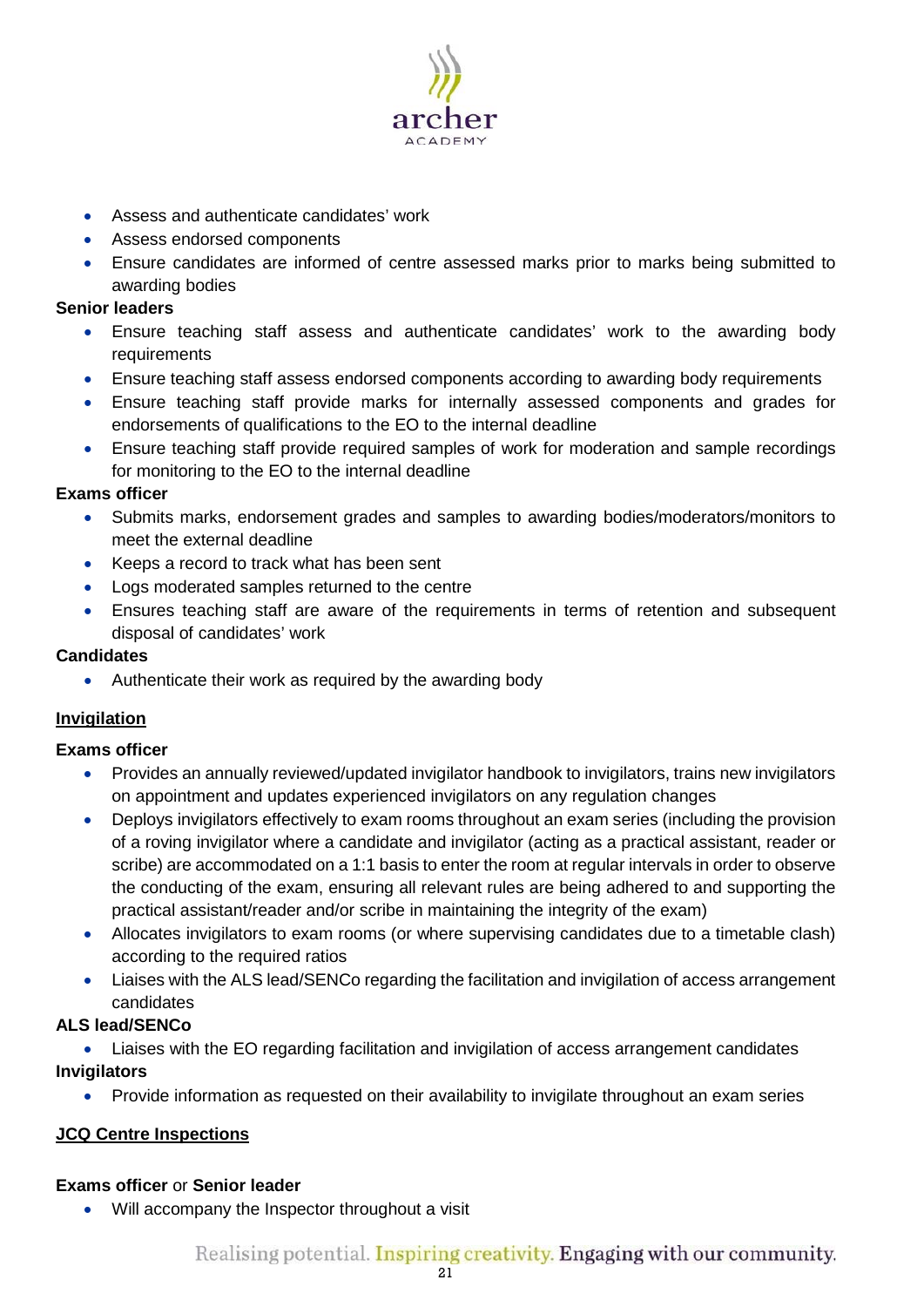- Assess and authenticate candidates' work
- Assess endorsed components
- Ensure candidates are informed of centre assessed marks prior to marks being submitted to awarding bodies

**Senior leaders**

- Ensure teaching staff assess and authenticate candidates' work to the awarding body requirements
- Ensure teaching staff assess endorsed components according to awarding body requirements
- Ensure teaching staff provide marks for internally assessed components and grades for endorsements of qualifications to the EO to the internal deadline
- Ensure teaching staff provide required samples of work for moderation and sample recordings for monitoring to the EO to the internal deadline

**Exams officer**

- Submits marks, endorsement grades and samples to awarding bodies/moderators/monitors to meet the external deadline
- Keeps a record to track what has been sent
- Logs moderated samples returned to the centre
- Ensures teaching staff are aware of the requirements in terms of retention and subsequent disposal of candidates' work

**Candidates**

- Authenticate their work as required by the awarding body

**Invigilation**

**Exams officer**

- Provides an annually reviewed/updated invigilator handbook to invigilators, trains new invigilators on appointment and updates experienced invigilators on any regulation changes
- Deploys invigilators effectively to exam rooms throughout an exam series (including the provision of a roving invigilator where a candidate and invigilator (acting as a practical assistant, reader or scribe) are accommodated on a 1:1 basis to enter the room at regular intervals in order to observe the conducting of the exam, ensuring all relevant rules are being adhered to and supporting the practical assistant/reader and/or scribe in maintaining the integrity of the exam)
- Allocates invigilators to exam rooms (or where supervising candidates due to a timetable clash) according to the required ratios
- Liaises with the ALS lead/SENCo regarding the facilitation and invigilation of access arrangement candidates

**ALS lead/SENCo**

- Liaises with the EO regarding facilitation and invigilation of access arrangement candidates

**Invigilators**

- Provide information as requested on their availability to invigilate throughout an exam series

**JCQ Centre Inspections**

**Exams officer** or **Senior leader**

- Will accompany the Inspector throughout a visit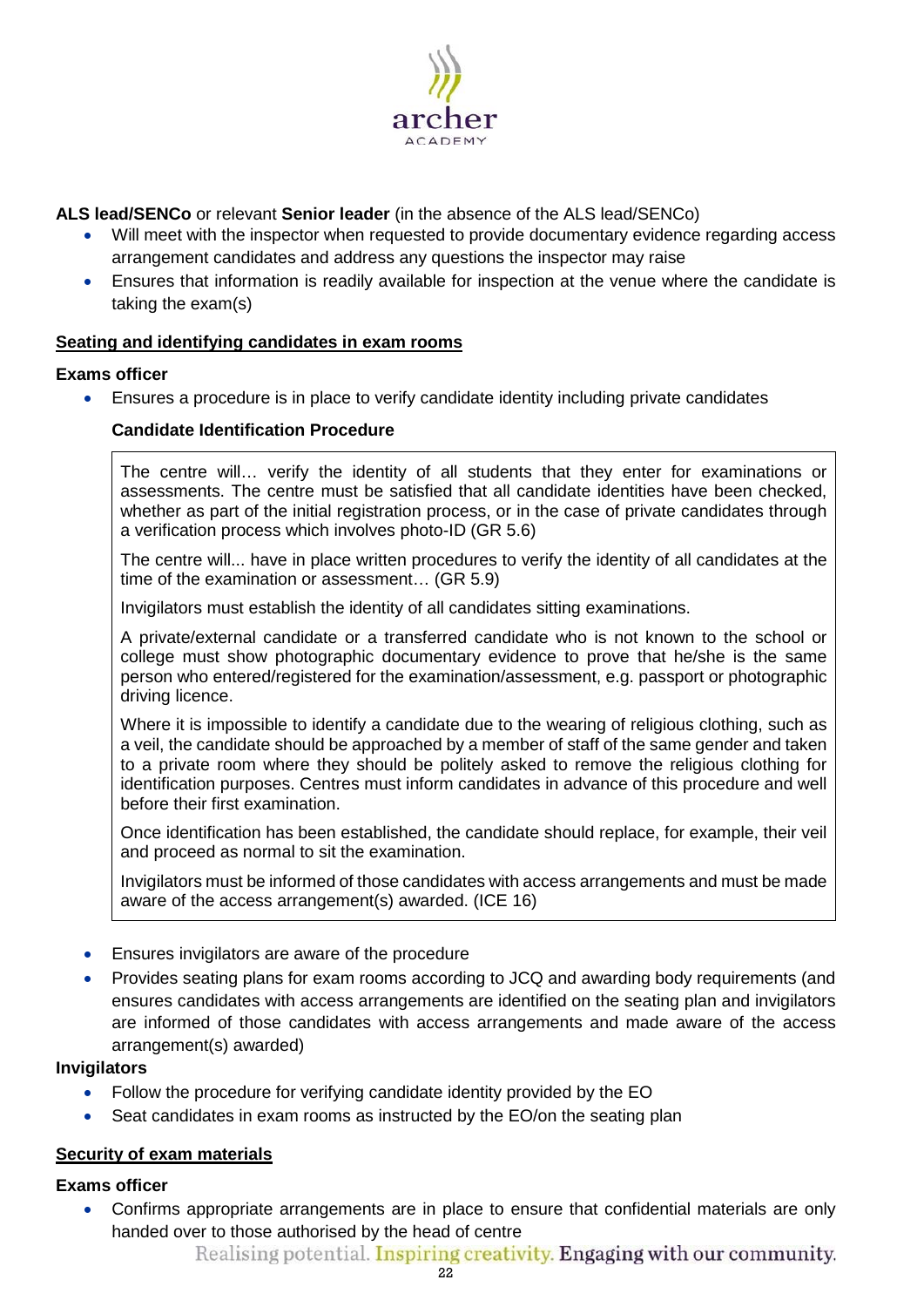**ALS lead/SENCo** or relevant **Senior leader** (in the absence of the ALS lead/SENCo)

- Will meet with the inspector when requested to provide documentary evidence regarding access arrangement candidates and address any questions the inspector may raise
- Ensures that information is readily available for inspection at the venue where the candidate is taking the exam(s)

**Seating and identifying candidates in exam rooms**

**Exams officer**

- Ensures a procedure is in place to verify candidate identity including private candidates

  **Candidate Identification Procedure**

  > The centre will… verify the identity of all students that they enter for examinations or assessments. The centre must be satisfied that all candidate identities have been checked, whether as part of the initial registration process, or in the case of private candidates through a verification process which involves photo-ID (GR 5.6)
  >
  > The centre will... have in place written procedures to verify the identity of all candidates at the time of the examination or assessment… (GR 5.9)
  >
  > Invigilators must establish the identity of all candidates sitting examinations.
  >
  > A private/external candidate or a transferred candidate who is not known to the school or college must show photographic documentary evidence to prove that he/she is the same person who entered/registered for the examination/assessment, e.g. passport or photographic driving licence.
  >
  > Where it is impossible to identify a candidate due to the wearing of religious clothing, such as a veil, the candidate should be approached by a member of staff of the same gender and taken to a private room where they should be politely asked to remove the religious clothing for identification purposes. Centres must inform candidates in advance of this procedure and well before their first examination.
  >
  > Once identification has been established, the candidate should replace, for example, their veil and proceed as normal to sit the examination.
  >
  > Invigilators must be informed of those candidates with access arrangements and must be made aware of the access arrangement(s) awarded. (ICE 16)

- Ensures invigilators are aware of the procedure
- Provides seating plans for exam rooms according to JCQ and awarding body requirements (and ensures candidates with access arrangements are identified on the seating plan and invigilators are informed of those candidates with access arrangements and made aware of the access arrangement(s) awarded)

**Invigilators**

- Follow the procedure for verifying candidate identity provided by the EO
- Seat candidates in exam rooms as instructed by the EO/on the seating plan

**Security of exam materials**

**Exams officer**

- Confirms appropriate arrangements are in place to ensure that confidential materials are only handed over to those authorised by the head of centre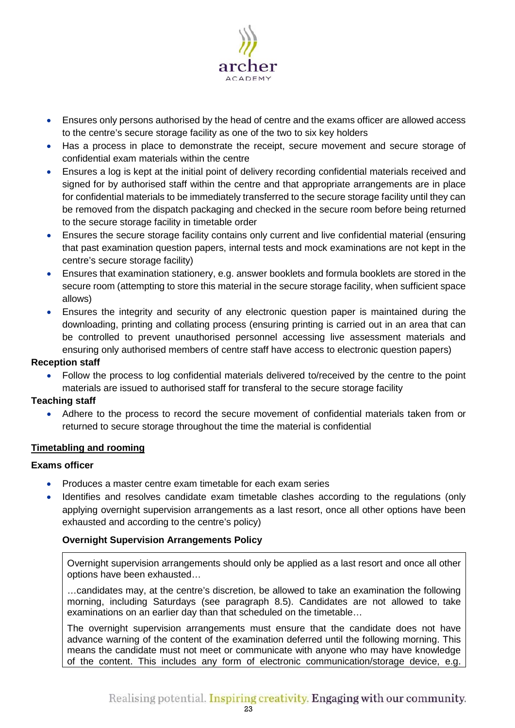- Ensures only persons authorised by the head of centre and the exams officer are allowed access to the centre's secure storage facility as one of the two to six key holders
- Has a process in place to demonstrate the receipt, secure movement and secure storage of confidential exam materials within the centre
- Ensures a log is kept at the initial point of delivery recording confidential materials received and signed for by authorised staff within the centre and that appropriate arrangements are in place for confidential materials to be immediately transferred to the secure storage facility until they can be removed from the dispatch packaging and checked in the secure room before being returned to the secure storage facility in timetable order
- Ensures the secure storage facility contains only current and live confidential material (ensuring that past examination question papers, internal tests and mock examinations are not kept in the centre's secure storage facility)
- Ensures that examination stationery, e.g. answer booklets and formula booklets are stored in the secure room (attempting to store this material in the secure storage facility, when sufficient space allows)
- Ensures the integrity and security of any electronic question paper is maintained during the downloading, printing and collating process (ensuring printing is carried out in an area that can be controlled to prevent unauthorised personnel accessing live assessment materials and ensuring only authorised members of centre staff have access to electronic question papers)

**Reception staff**

- Follow the process to log confidential materials delivered to/received by the centre to the point materials are issued to authorised staff for transferal to the secure storage facility

**Teaching staff**

- Adhere to the process to record the secure movement of confidential materials taken from or returned to secure storage throughout the time the material is confidential

## Timetabling and rooming

**Exams officer**

- Produces a master centre exam timetable for each exam series
- Identifies and resolves candidate exam timetable clashes according to the regulations (only applying overnight supervision arrangements as a last resort, once all other options have been exhausted and according to the centre's policy)

**Overnight Supervision Arrangements Policy**

> Overnight supervision arrangements should only be applied as a last resort and once all other options have been exhausted…
>
> …candidates may, at the centre's discretion, be allowed to take an examination the following morning, including Saturdays (see paragraph 8.5). Candidates are not allowed to take examinations on an earlier day than that scheduled on the timetable…
>
> The overnight supervision arrangements must ensure that the candidate does not have advance warning of the content of the examination deferred until the following morning. This means the candidate must not meet or communicate with anyone who may have knowledge of the content. This includes any form of electronic communication/storage device, e.g.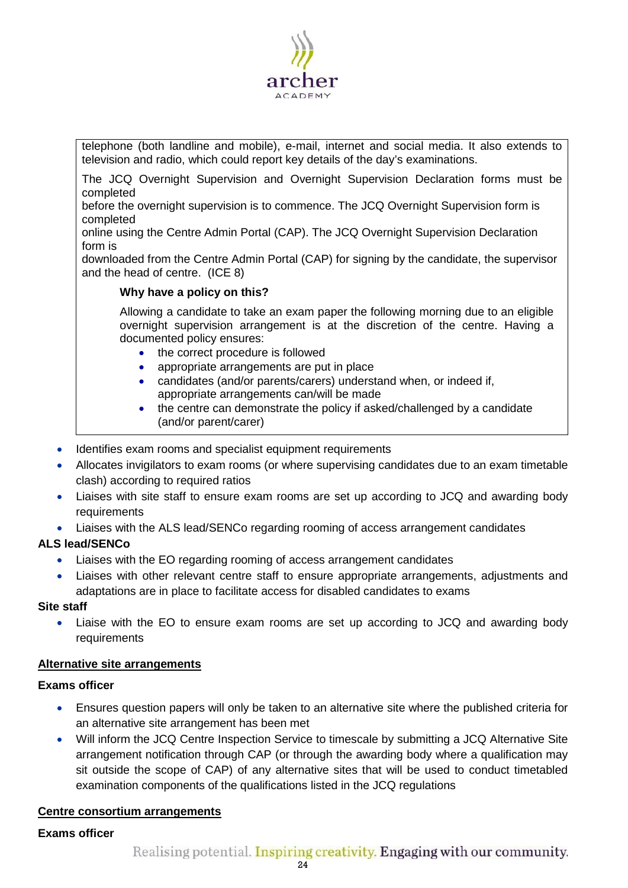telephone (both landline and mobile), e-mail, internet and social media. It also extends to television and radio, which could report key details of the day's examinations.

The JCQ Overnight Supervision and Overnight Supervision Declaration forms must be completed before the overnight supervision is to commence. The JCQ Overnight Supervision form is completed online using the Centre Admin Portal (CAP). The JCQ Overnight Supervision Declaration form is downloaded from the Centre Admin Portal (CAP) for signing by the candidate, the supervisor and the head of centre. (ICE 8)

**Why have a policy on this?**

Allowing a candidate to take an exam paper the following morning due to an eligible overnight supervision arrangement is at the discretion of the centre. Having a documented policy ensures:

- the correct procedure is followed
- appropriate arrangements are put in place
- candidates (and/or parents/carers) understand when, or indeed if, appropriate arrangements can/will be made
- the centre can demonstrate the policy if asked/challenged by a candidate (and/or parent/carer)

- Identifies exam rooms and specialist equipment requirements
- Allocates invigilators to exam rooms (or where supervising candidates due to an exam timetable clash) according to required ratios
- Liaises with site staff to ensure exam rooms are set up according to JCQ and awarding body requirements
- Liaises with the ALS lead/SENCo regarding rooming of access arrangement candidates

**ALS lead/SENCo**

- Liaises with the EO regarding rooming of access arrangement candidates
- Liaises with other relevant centre staff to ensure appropriate arrangements, adjustments and adaptations are in place to facilitate access for disabled candidates to exams

**Site staff**

- Liaise with the EO to ensure exam rooms are set up according to JCQ and awarding body requirements

**<u>Alternative site arrangements</u>**

**Exams officer**

- Ensures question papers will only be taken to an alternative site where the published criteria for an alternative site arrangement has been met
- Will inform the JCQ Centre Inspection Service to timescale by submitting a JCQ Alternative Site arrangement notification through CAP (or through the awarding body where a qualification may sit outside the scope of CAP) of any alternative sites that will be used to conduct timetabled examination components of the qualifications listed in the JCQ regulations

**<u>Centre consortium arrangements</u>**

**Exams officer**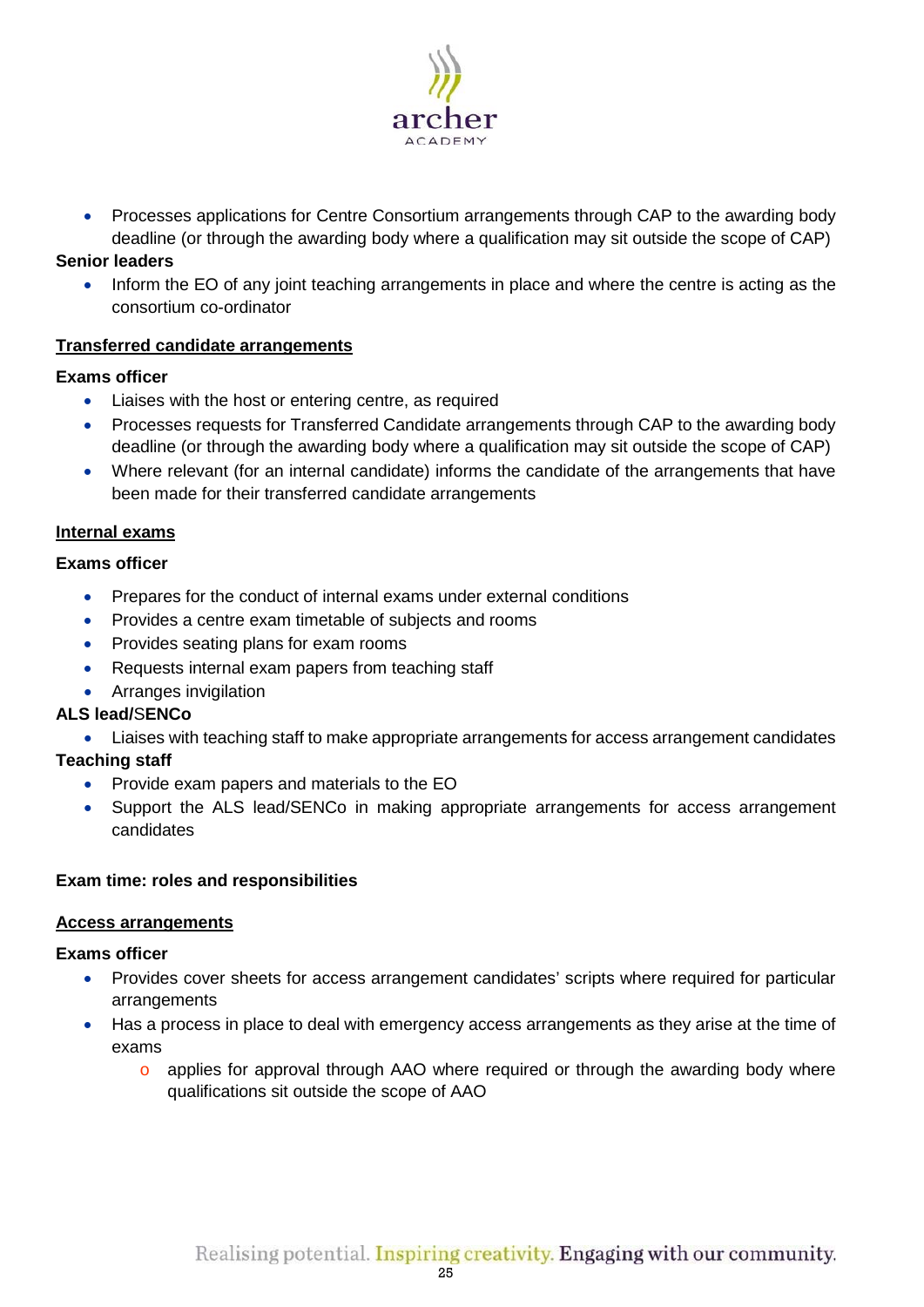- Processes applications for Centre Consortium arrangements through CAP to the awarding body deadline (or through the awarding body where a qualification may sit outside the scope of CAP)

**Senior leaders**

- Inform the EO of any joint teaching arrangements in place and where the centre is acting as the consortium co-ordinator

**<u>Transferred candidate arrangements</u>**

**Exams officer**

- Liaises with the host or entering centre, as required
- Processes requests for Transferred Candidate arrangements through CAP to the awarding body deadline (or through the awarding body where a qualification may sit outside the scope of CAP)
- Where relevant (for an internal candidate) informs the candidate of the arrangements that have been made for their transferred candidate arrangements

**<u>Internal exams</u>**

**Exams officer**

- Prepares for the conduct of internal exams under external conditions
- Provides a centre exam timetable of subjects and rooms
- Provides seating plans for exam rooms
- Requests internal exam papers from teaching staff
- Arranges invigilation

**ALS lead/SENCo**

- Liaises with teaching staff to make appropriate arrangements for access arrangement candidates

**Teaching staff**

- Provide exam papers and materials to the EO
- Support the ALS lead/SENCo in making appropriate arrangements for access arrangement candidates

**Exam time: roles and responsibilities**

**<u>Access arrangements</u>**

**Exams officer**

- Provides cover sheets for access arrangement candidates' scripts where required for particular arrangements
- Has a process in place to deal with emergency access arrangements as they arise at the time of exams
  - applies for approval through AAO where required or through the awarding body where qualifications sit outside the scope of AAO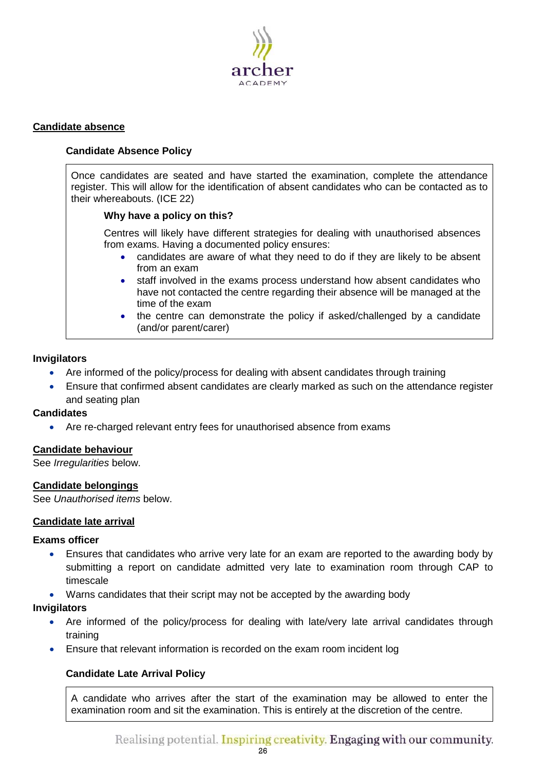## Candidate absence

### Candidate Absence Policy

Once candidates are seated and have started the examination, complete the attendance register. This will allow for the identification of absent candidates who can be contacted as to their whereabouts. (ICE 22)

**Why have a policy on this?**

Centres will likely have different strategies for dealing with unauthorised absences from exams. Having a documented policy ensures:

- candidates are aware of what they need to do if they are likely to be absent from an exam
- staff involved in the exams process understand how absent candidates who have not contacted the centre regarding their absence will be managed at the time of the exam
- the centre can demonstrate the policy if asked/challenged by a candidate (and/or parent/carer)

**Invigilators**

- Are informed of the policy/process for dealing with absent candidates through training
- Ensure that confirmed absent candidates are clearly marked as such on the attendance register and seating plan

**Candidates**

- Are re-charged relevant entry fees for unauthorised absence from exams

## Candidate behaviour

See *Irregularities* below.

## Candidate belongings

See *Unauthorised items* below.

## Candidate late arrival

**Exams officer**

- Ensures that candidates who arrive very late for an exam are reported to the awarding body by submitting a report on candidate admitted very late to examination room through CAP to timescale
- Warns candidates that their script may not be accepted by the awarding body

**Invigilators**

- Are informed of the policy/process for dealing with late/very late arrival candidates through training
- Ensure that relevant information is recorded on the exam room incident log

### Candidate Late Arrival Policy

A candidate who arrives after the start of the examination may be allowed to enter the examination room and sit the examination. This is entirely at the discretion of the centre.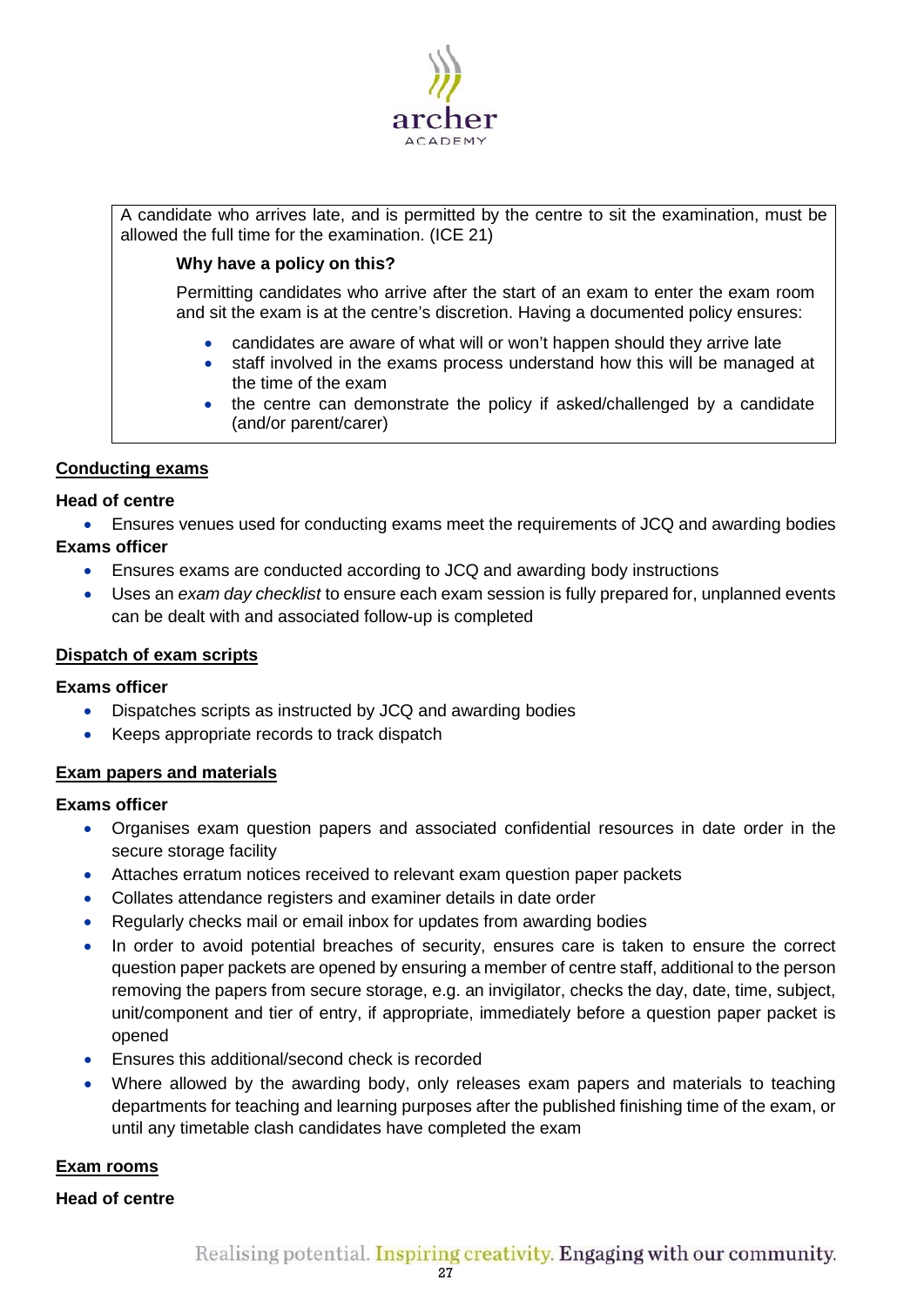A candidate who arrives late, and is permitted by the centre to sit the examination, must be allowed the full time for the examination. (ICE 21)

**Why have a policy on this?**

Permitting candidates who arrive after the start of an exam to enter the exam room and sit the exam is at the centre's discretion. Having a documented policy ensures:

- candidates are aware of what will or won't happen should they arrive late
- staff involved in the exams process understand how this will be managed at the time of the exam
- the centre can demonstrate the policy if asked/challenged by a candidate (and/or parent/carer)

## Conducting exams

**Head of centre**

- Ensures venues used for conducting exams meet the requirements of JCQ and awarding bodies

**Exams officer**

- Ensures exams are conducted according to JCQ and awarding body instructions
- Uses an *exam day checklist* to ensure each exam session is fully prepared for, unplanned events can be dealt with and associated follow-up is completed

## Dispatch of exam scripts

**Exams officer**

- Dispatches scripts as instructed by JCQ and awarding bodies
- Keeps appropriate records to track dispatch

## Exam papers and materials

**Exams officer**

- Organises exam question papers and associated confidential resources in date order in the secure storage facility
- Attaches erratum notices received to relevant exam question paper packets
- Collates attendance registers and examiner details in date order
- Regularly checks mail or email inbox for updates from awarding bodies
- In order to avoid potential breaches of security, ensures care is taken to ensure the correct question paper packets are opened by ensuring a member of centre staff, additional to the person removing the papers from secure storage, e.g. an invigilator, checks the day, date, time, subject, unit/component and tier of entry, if appropriate, immediately before a question paper packet is opened
- Ensures this additional/second check is recorded
- Where allowed by the awarding body, only releases exam papers and materials to teaching departments for teaching and learning purposes after the published finishing time of the exam, or until any timetable clash candidates have completed the exam

## Exam rooms

**Head of centre**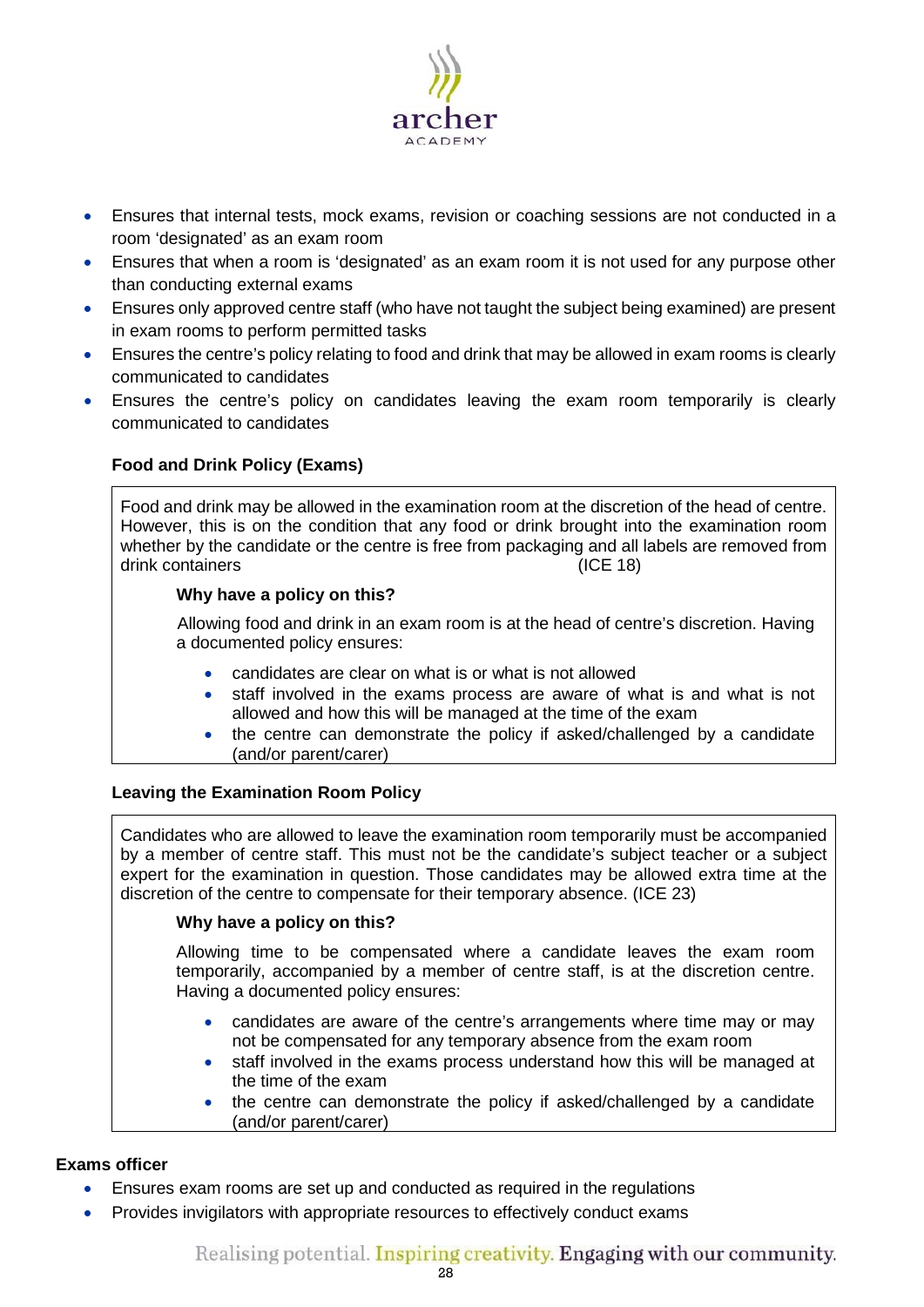- Ensures that internal tests, mock exams, revision or coaching sessions are not conducted in a room 'designated' as an exam room
- Ensures that when a room is 'designated' as an exam room it is not used for any purpose other than conducting external exams
- Ensures only approved centre staff (who have not taught the subject being examined) are present in exam rooms to perform permitted tasks
- Ensures the centre's policy relating to food and drink that may be allowed in exam rooms is clearly communicated to candidates
- Ensures the centre's policy on candidates leaving the exam room temporarily is clearly communicated to candidates

**Food and Drink Policy (Exams)**

Food and drink may be allowed in the examination room at the discretion of the head of centre. However, this is on the condition that any food or drink brought into the examination room whether by the candidate or the centre is free from packaging and all labels are removed from drink containers (ICE 18)

**Why have a policy on this?**

Allowing food and drink in an exam room is at the head of centre's discretion. Having a documented policy ensures:

- candidates are clear on what is or what is not allowed
- staff involved in the exams process are aware of what is and what is not allowed and how this will be managed at the time of the exam
- the centre can demonstrate the policy if asked/challenged by a candidate (and/or parent/carer)

**Leaving the Examination Room Policy**

Candidates who are allowed to leave the examination room temporarily must be accompanied by a member of centre staff. This must not be the candidate's subject teacher or a subject expert for the examination in question. Those candidates may be allowed extra time at the discretion of the centre to compensate for their temporary absence. (ICE 23)

**Why have a policy on this?**

Allowing time to be compensated where a candidate leaves the exam room temporarily, accompanied by a member of centre staff, is at the discretion centre. Having a documented policy ensures:

- candidates are aware of the centre's arrangements where time may or may not be compensated for any temporary absence from the exam room
- staff involved in the exams process understand how this will be managed at the time of the exam
- the centre can demonstrate the policy if asked/challenged by a candidate (and/or parent/carer)

**Exams officer**

- Ensures exam rooms are set up and conducted as required in the regulations
- Provides invigilators with appropriate resources to effectively conduct exams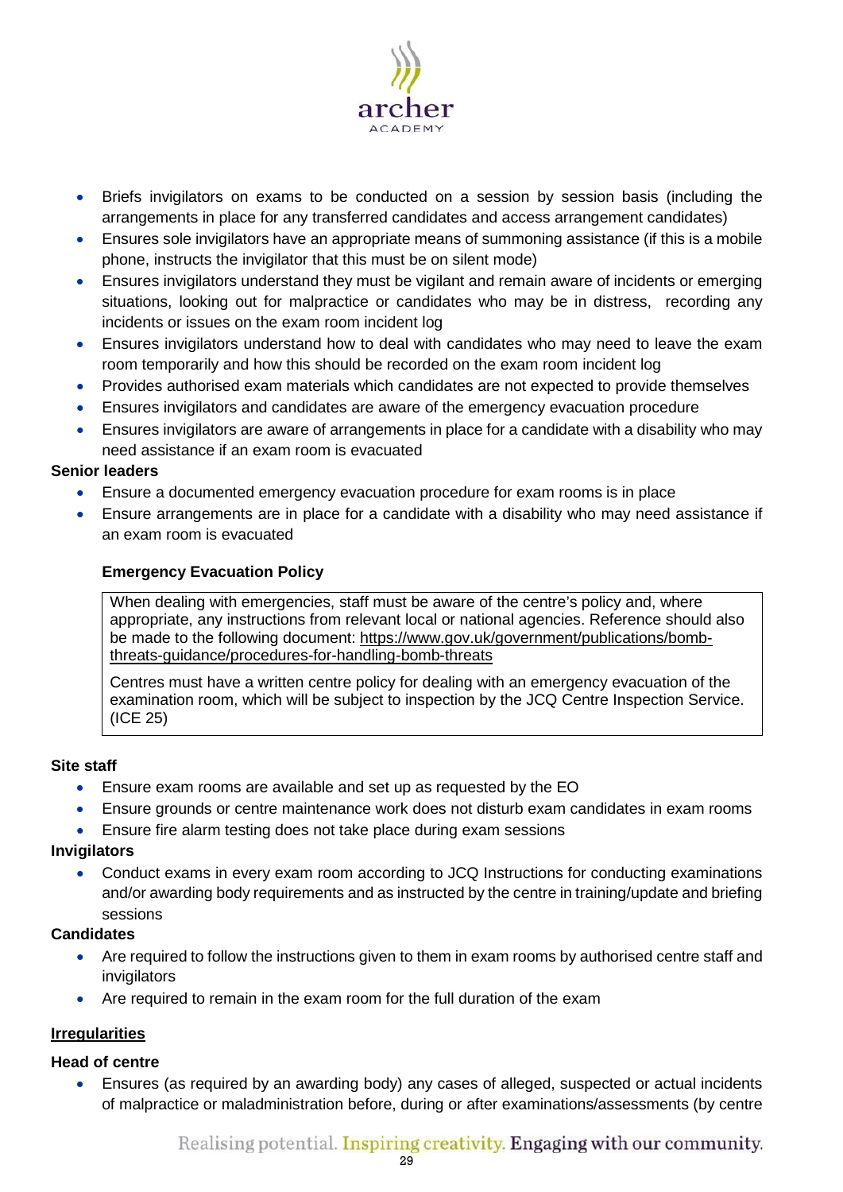- Briefs invigilators on exams to be conducted on a session by session basis (including the arrangements in place for any transferred candidates and access arrangement candidates)
- Ensures sole invigilators have an appropriate means of summoning assistance (if this is a mobile phone, instructs the invigilator that this must be on silent mode)
- Ensures invigilators understand they must be vigilant and remain aware of incidents or emerging situations, looking out for malpractice or candidates who may be in distress, recording any incidents or issues on the exam room incident log
- Ensures invigilators understand how to deal with candidates who may need to leave the exam room temporarily and how this should be recorded on the exam room incident log
- Provides authorised exam materials which candidates are not expected to provide themselves
- Ensures invigilators and candidates are aware of the emergency evacuation procedure
- Ensures invigilators are aware of arrangements in place for a candidate with a disability who may need assistance if an exam room is evacuated

**Senior leaders**

- Ensure a documented emergency evacuation procedure for exam rooms is in place
- Ensure arrangements are in place for a candidate with a disability who may need assistance if an exam room is evacuated

**Emergency Evacuation Policy**

> When dealing with emergencies, staff must be aware of the centre's policy and, where appropriate, any instructions from relevant local or national agencies. Reference should also be made to the following document: https://www.gov.uk/government/publications/bomb-threats-guidance/procedures-for-handling-bomb-threats
>
> Centres must have a written centre policy for dealing with an emergency evacuation of the examination room, which will be subject to inspection by the JCQ Centre Inspection Service. (ICE 25)

**Site staff**

- Ensure exam rooms are available and set up as requested by the EO
- Ensure grounds or centre maintenance work does not disturb exam candidates in exam rooms
- Ensure fire alarm testing does not take place during exam sessions

**Invigilators**

- Conduct exams in every exam room according to JCQ Instructions for conducting examinations and/or awarding body requirements and as instructed by the centre in training/update and briefing sessions

**Candidates**

- Are required to follow the instructions given to them in exam rooms by authorised centre staff and invigilators
- Are required to remain in the exam room for the full duration of the exam

**<u>Irregularities</u>**

**Head of centre**

- Ensures (as required by an awarding body) any cases of alleged, suspected or actual incidents of malpractice or maladministration before, during or after examinations/assessments (by centre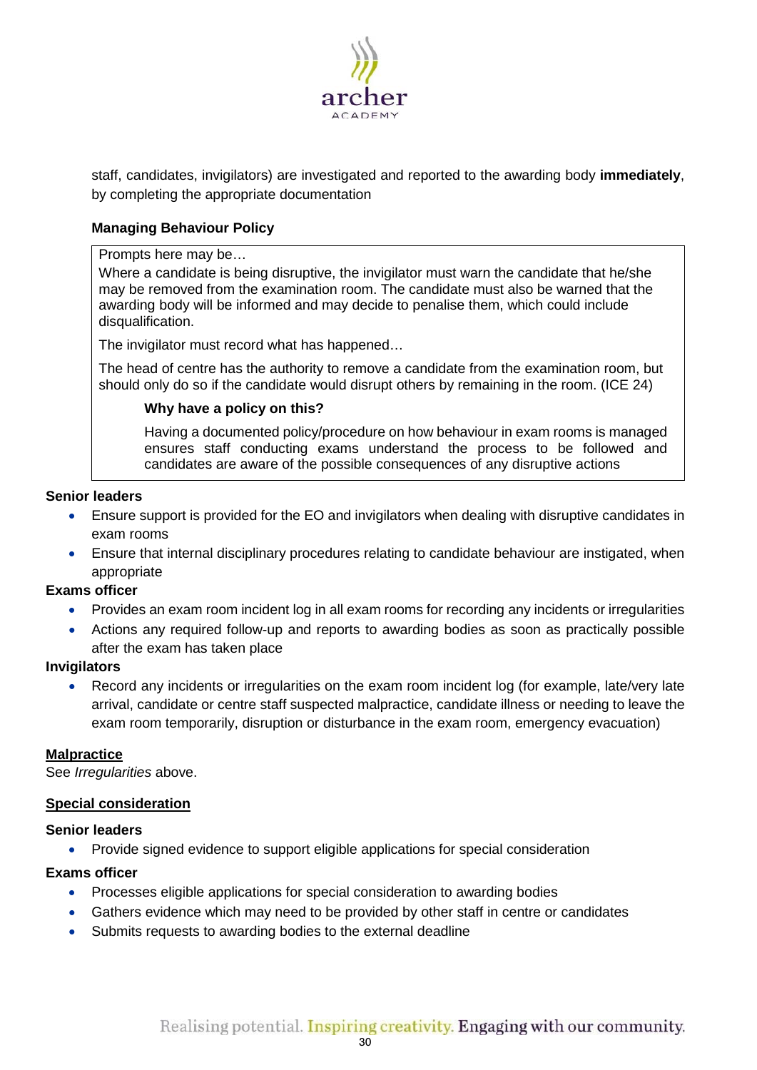staff, candidates, invigilators) are investigated and reported to the awarding body **immediately**, by completing the appropriate documentation

**Managing Behaviour Policy**

> Prompts here may be…
>
> Where a candidate is being disruptive, the invigilator must warn the candidate that he/she may be removed from the examination room. The candidate must also be warned that the awarding body will be informed and may decide to penalise them, which could include disqualification.
>
> The invigilator must record what has happened…
>
> The head of centre has the authority to remove a candidate from the examination room, but should only do so if the candidate would disrupt others by remaining in the room. (ICE 24)
>
> **Why have a policy on this?**
>
> Having a documented policy/procedure on how behaviour in exam rooms is managed ensures staff conducting exams understand the process to be followed and candidates are aware of the possible consequences of any disruptive actions

**Senior leaders**

- Ensure support is provided for the EO and invigilators when dealing with disruptive candidates in exam rooms
- Ensure that internal disciplinary procedures relating to candidate behaviour are instigated, when appropriate

**Exams officer**

- Provides an exam room incident log in all exam rooms for recording any incidents or irregularities
- Actions any required follow-up and reports to awarding bodies as soon as practically possible after the exam has taken place

**Invigilators**

- Record any incidents or irregularities on the exam room incident log (for example, late/very late arrival, candidate or centre staff suspected malpractice, candidate illness or needing to leave the exam room temporarily, disruption or disturbance in the exam room, emergency evacuation)

## Malpractice

See *Irregularities* above.

## Special consideration

**Senior leaders**

- Provide signed evidence to support eligible applications for special consideration

**Exams officer**

- Processes eligible applications for special consideration to awarding bodies
- Gathers evidence which may need to be provided by other staff in centre or candidates
- Submits requests to awarding bodies to the external deadline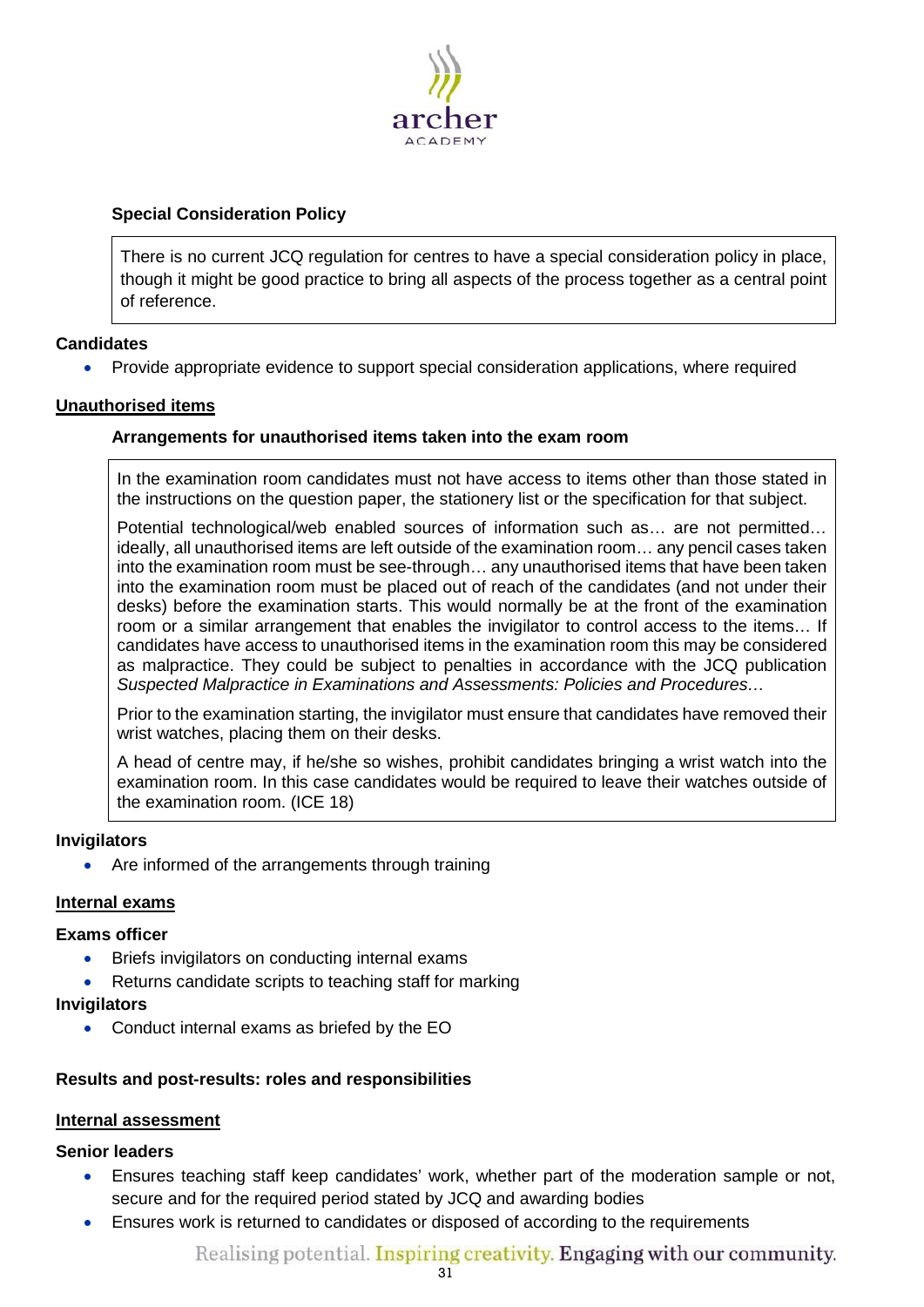**Special Consideration Policy**

> There is no current JCQ regulation for centres to have a special consideration policy in place, though it might be good practice to bring all aspects of the process together as a central point of reference.

**Candidates**

- Provide appropriate evidence to support special consideration applications, where required

**Unauthorised items**

**Arrangements for unauthorised items taken into the exam room**

> In the examination room candidates must not have access to items other than those stated in the instructions on the question paper, the stationery list or the specification for that subject.
>
> Potential technological/web enabled sources of information such as… are not permitted… ideally, all unauthorised items are left outside of the examination room… any pencil cases taken into the examination room must be see-through… any unauthorised items that have been taken into the examination room must be placed out of reach of the candidates (and not under their desks) before the examination starts. This would normally be at the front of the examination room or a similar arrangement that enables the invigilator to control access to the items… If candidates have access to unauthorised items in the examination room this may be considered as malpractice. They could be subject to penalties in accordance with the JCQ publication *Suspected Malpractice in Examinations and Assessments: Policies and Procedures…*
>
> Prior to the examination starting, the invigilator must ensure that candidates have removed their wrist watches, placing them on their desks.
>
> A head of centre may, if he/she so wishes, prohibit candidates bringing a wrist watch into the examination room. In this case candidates would be required to leave their watches outside of the examination room. (ICE 18)

**Invigilators**

- Are informed of the arrangements through training

**Internal exams**

**Exams officer**

- Briefs invigilators on conducting internal exams
- Returns candidate scripts to teaching staff for marking

**Invigilators**

- Conduct internal exams as briefed by the EO

**Results and post-results: roles and responsibilities**

**Internal assessment**

**Senior leaders**

- Ensures teaching staff keep candidates' work, whether part of the moderation sample or not, secure and for the required period stated by JCQ and awarding bodies
- Ensures work is returned to candidates or disposed of according to the requirements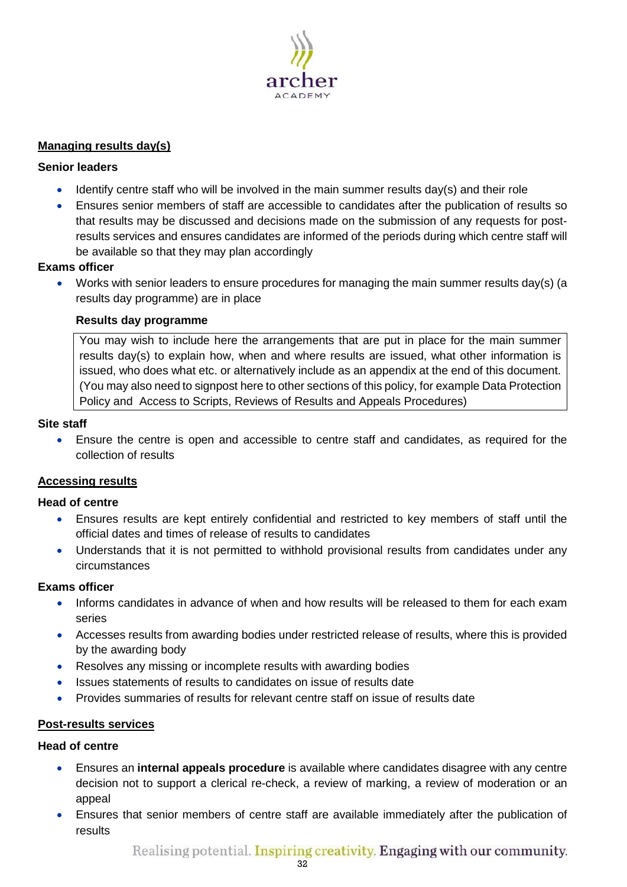## Managing results day(s)

**Senior leaders**

- Identify centre staff who will be involved in the main summer results day(s) and their role
- Ensures senior members of staff are accessible to candidates after the publication of results so that results may be discussed and decisions made on the submission of any requests for post-results services and ensures candidates are informed of the periods during which centre staff will be available so that they may plan accordingly

**Exams officer**

- Works with senior leaders to ensure procedures for managing the main summer results day(s) (a results day programme) are in place

**Results day programme**

| You may wish to include here the arrangements that are put in place for the main summer results day(s) to explain how, when and where results are issued, what other information is issued, who does what etc. or alternatively include as an appendix at the end of this document. (You may also need to signpost here to other sections of this policy, for example Data Protection Policy and Access to Scripts, Reviews of Results and Appeals Procedures) |
|---|

**Site staff**

- Ensure the centre is open and accessible to centre staff and candidates, as required for the collection of results

## Accessing results

**Head of centre**

- Ensures results are kept entirely confidential and restricted to key members of staff until the official dates and times of release of results to candidates
- Understands that it is not permitted to withhold provisional results from candidates under any circumstances

**Exams officer**

- Informs candidates in advance of when and how results will be released to them for each exam series
- Accesses results from awarding bodies under restricted release of results, where this is provided by the awarding body
- Resolves any missing or incomplete results with awarding bodies
- Issues statements of results to candidates on issue of results date
- Provides summaries of results for relevant centre staff on issue of results date

## Post-results services

**Head of centre**

- Ensures an **internal appeals procedure** is available where candidates disagree with any centre decision not to support a clerical re-check, a review of marking, a review of moderation or an appeal
- Ensures that senior members of centre staff are available immediately after the publication of results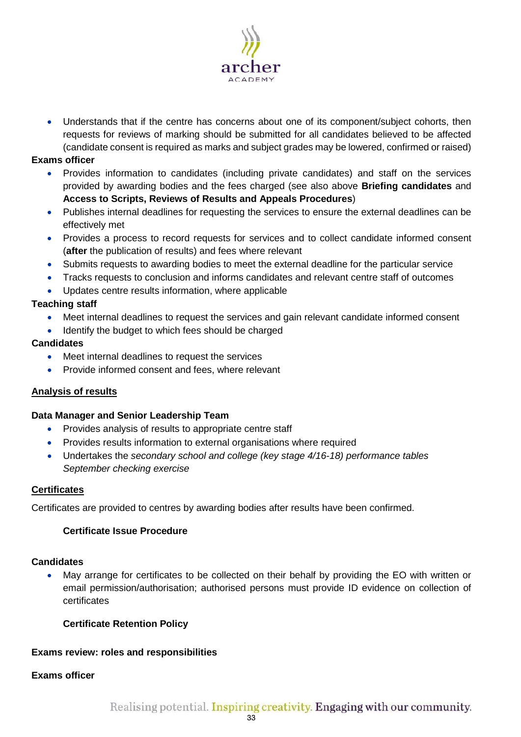- Understands that if the centre has concerns about one of its component/subject cohorts, then requests for reviews of marking should be submitted for all candidates believed to be affected (candidate consent is required as marks and subject grades may be lowered, confirmed or raised)

**Exams officer**

- Provides information to candidates (including private candidates) and staff on the services provided by awarding bodies and the fees charged (see also above **Briefing candidates** and **Access to Scripts, Reviews of Results and Appeals Procedures**)
- Publishes internal deadlines for requesting the services to ensure the external deadlines can be effectively met
- Provides a process to record requests for services and to collect candidate informed consent (**after** the publication of results) and fees where relevant
- Submits requests to awarding bodies to meet the external deadline for the particular service
- Tracks requests to conclusion and informs candidates and relevant centre staff of outcomes
- Updates centre results information, where applicable

**Teaching staff**

- Meet internal deadlines to request the services and gain relevant candidate informed consent
- Identify the budget to which fees should be charged

**Candidates**

- Meet internal deadlines to request the services
- Provide informed consent and fees, where relevant

## Analysis of results

**Data Manager and Senior Leadership Team**

- Provides analysis of results to appropriate centre staff
- Provides results information to external organisations where required
- Undertakes the *secondary school and college (key stage 4/16-18) performance tables September checking exercise*

## Certificates

Certificates are provided to centres by awarding bodies after results have been confirmed.

**Certificate Issue Procedure**

**Candidates**

- May arrange for certificates to be collected on their behalf by providing the EO with written or email permission/authorisation; authorised persons must provide ID evidence on collection of certificates

**Certificate Retention Policy**

**Exams review: roles and responsibilities**

**Exams officer**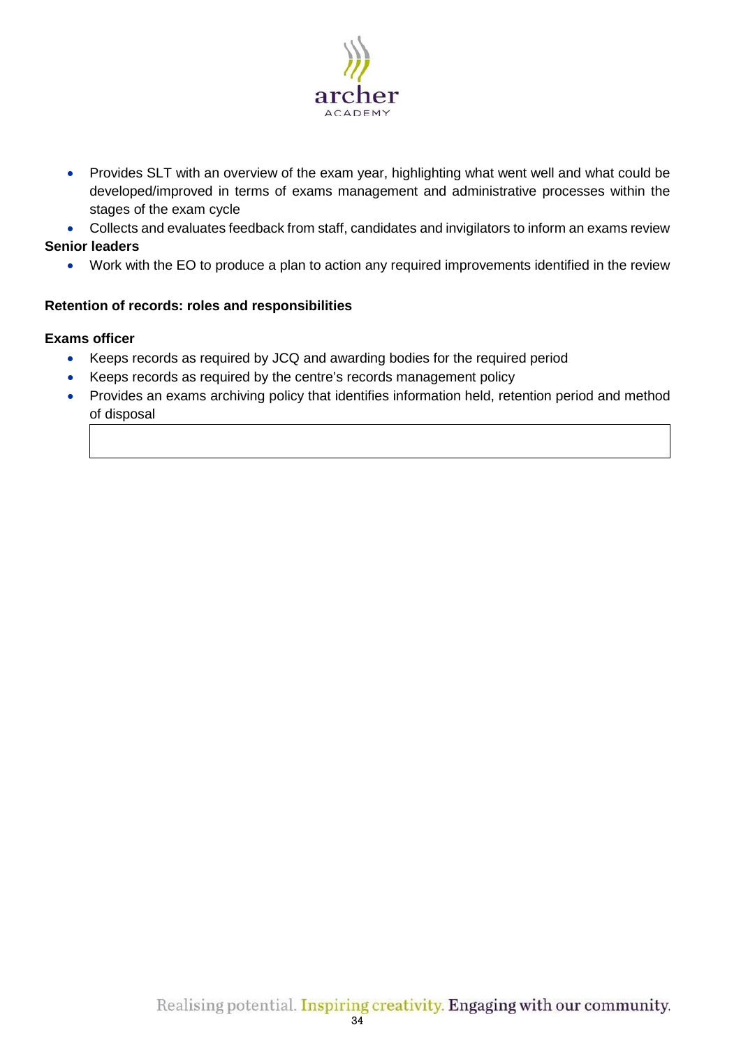- Provides SLT with an overview of the exam year, highlighting what went well and what could be developed/improved in terms of exams management and administrative processes within the stages of the exam cycle
- Collects and evaluates feedback from staff, candidates and invigilators to inform an exams review

**Senior leaders**

- Work with the EO to produce a plan to action any required improvements identified in the review

**Retention of records: roles and responsibilities**

**Exams officer**

- Keeps records as required by JCQ and awarding bodies for the required period
- Keeps records as required by the centre's records management policy
- Provides an exams archiving policy that identifies information held, retention period and method of disposal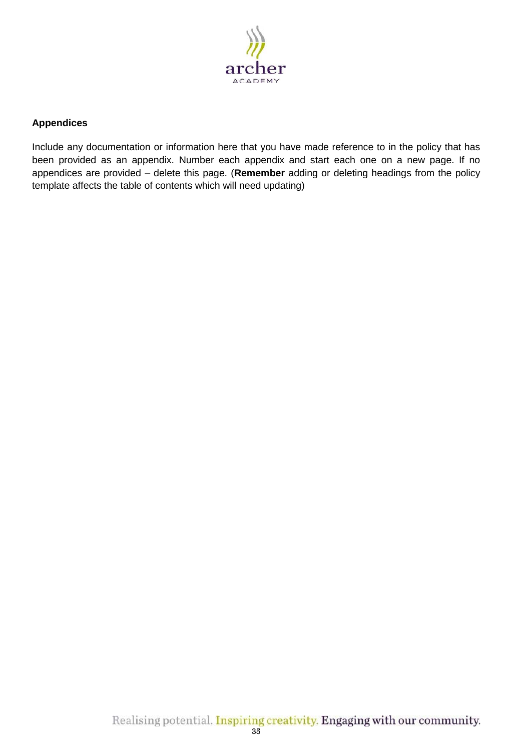**Appendices**

Include any documentation or information here that you have made reference to in the policy that has been provided as an appendix. Number each appendix and start each one on a new page. If no appendices are provided – delete this page. (**Remember** adding or deleting headings from the policy template affects the table of contents which will need updating)